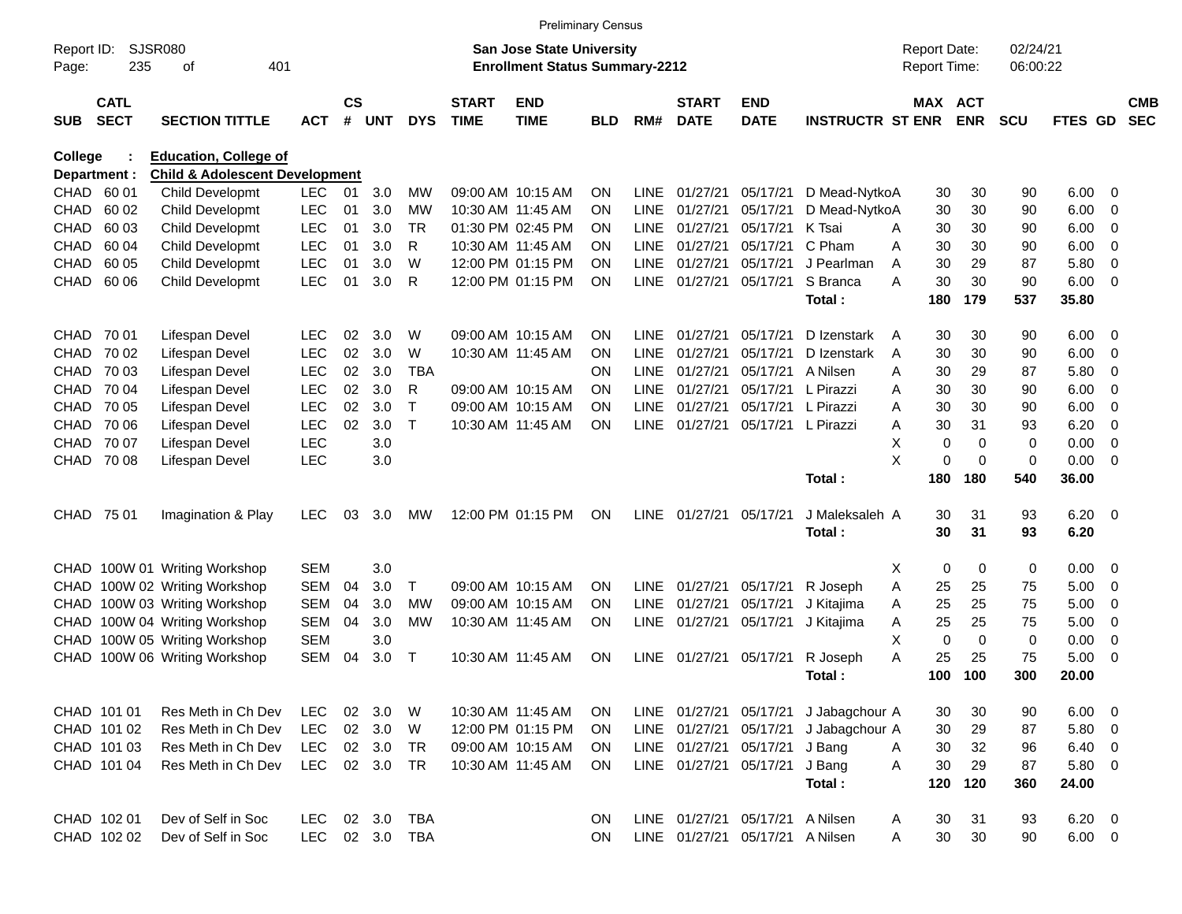Preliminary Census

Report ID: SJSR080
Page: 235 of 401

**San Jose State University**
**Enrollment Status Summary-2212**

Report Date: 02/24/21
Report Time: 06:00:22

| SUB | CATL SECT | SECTION TITTLE | ACT | CS # | UNT | DYS | START TIME | END TIME | BLD | RM# | START DATE | END DATE | INSTRUCTR | ST | MAX ENR | ACT ENR | SCU | FTES | GD | CMB SEC |
|---|---|---|---|---|---|---|---|---|---|---|---|---|---|---|---|---|---|---|---|---|
| **College :** | | **Education, College of** | | | | | | | | | | | | | | | | | | |
| **Department :** | | **Child & Adolescent Development** | | | | | | | | | | | | | | | | | | |
| CHAD | 60 01 | Child Developmt | LEC | 01 | 3.0 | MW | 09:00 AM | 10:15 AM | ON | LINE | 01/27/21 | 05/17/21 | D Mead-Nytko | A | 30 | 30 | 90 | 6.00 | 0 | |
| CHAD | 60 02 | Child Developmt | LEC | 01 | 3.0 | MW | 10:30 AM | 11:45 AM | ON | LINE | 01/27/21 | 05/17/21 | D Mead-Nytko | A | 30 | 30 | 90 | 6.00 | 0 | |
| CHAD | 60 03 | Child Developmt | LEC | 01 | 3.0 | TR | 01:30 PM | 02:45 PM | ON | LINE | 01/27/21 | 05/17/21 | K Tsai | A | 30 | 30 | 90 | 6.00 | 0 | |
| CHAD | 60 04 | Child Developmt | LEC | 01 | 3.0 | R | 10:30 AM | 11:45 AM | ON | LINE | 01/27/21 | 05/17/21 | C Pham | A | 30 | 30 | 90 | 6.00 | 0 | |
| CHAD | 60 05 | Child Developmt | LEC | 01 | 3.0 | W | 12:00 PM | 01:15 PM | ON | LINE | 01/27/21 | 05/17/21 | J Pearlman | A | 30 | 29 | 87 | 5.80 | 0 | |
| CHAD | 60 06 | Child Developmt | LEC | 01 | 3.0 | R | 12:00 PM | 01:15 PM | ON | LINE | 01/27/21 | 05/17/21 | S Branca | A | 30 | 30 | 90 | 6.00 | 0 | |
| | | | | | | | | | | | | | **Total :** | | **180** | **179** | **537** | **35.80** | | |
| CHAD | 70 01 | Lifespan Devel | LEC | 02 | 3.0 | W | 09:00 AM | 10:15 AM | ON | LINE | 01/27/21 | 05/17/21 | D Izenstark | A | 30 | 30 | 90 | 6.00 | 0 | |
| CHAD | 70 02 | Lifespan Devel | LEC | 02 | 3.0 | W | 10:30 AM | 11:45 AM | ON | LINE | 01/27/21 | 05/17/21 | D Izenstark | A | 30 | 30 | 90 | 6.00 | 0 | |
| CHAD | 70 03 | Lifespan Devel | LEC | 02 | 3.0 | TBA | | | ON | LINE | 01/27/21 | 05/17/21 | A Nilsen | A | 30 | 29 | 87 | 5.80 | 0 | |
| CHAD | 70 04 | Lifespan Devel | LEC | 02 | 3.0 | R | 09:00 AM | 10:15 AM | ON | LINE | 01/27/21 | 05/17/21 | L Pirazzi | A | 30 | 30 | 90 | 6.00 | 0 | |
| CHAD | 70 05 | Lifespan Devel | LEC | 02 | 3.0 | T | 09:00 AM | 10:15 AM | ON | LINE | 01/27/21 | 05/17/21 | L Pirazzi | A | 30 | 30 | 90 | 6.00 | 0 | |
| CHAD | 70 06 | Lifespan Devel | LEC | 02 | 3.0 | T | 10:30 AM | 11:45 AM | ON | LINE | 01/27/21 | 05/17/21 | L Pirazzi | A | 30 | 31 | 93 | 6.20 | 0 | |
| CHAD | 70 07 | Lifespan Devel | LEC | | 3.0 | | | | | | | | | X | 0 | 0 | 0 | 0.00 | 0 | |
| CHAD | 70 08 | Lifespan Devel | LEC | | 3.0 | | | | | | | | | X | 0 | 0 | 0 | 0.00 | 0 | |
| | | | | | | | | | | | | | **Total :** | | **180** | **180** | **540** | **36.00** | | |
| CHAD | 75 01 | Imagination & Play | LEC | 03 | 3.0 | MW | 12:00 PM | 01:15 PM | ON | LINE | 01/27/21 | 05/17/21 | J Maleksaleh | A | 30 | 31 | 93 | 6.20 | 0 | |
| | | | | | | | | | | | | | **Total :** | | **30** | **31** | **93** | **6.20** | | |
| CHAD | 100W 01 | Writing Workshop | SEM | | 3.0 | | | | | | | | | X | 0 | 0 | 0 | 0.00 | 0 | |
| CHAD | 100W 02 | Writing Workshop | SEM | 04 | 3.0 | T | 09:00 AM | 10:15 AM | ON | LINE | 01/27/21 | 05/17/21 | R Joseph | A | 25 | 25 | 75 | 5.00 | 0 | |
| CHAD | 100W 03 | Writing Workshop | SEM | 04 | 3.0 | MW | 09:00 AM | 10:15 AM | ON | LINE | 01/27/21 | 05/17/21 | J Kitajima | A | 25 | 25 | 75 | 5.00 | 0 | |
| CHAD | 100W 04 | Writing Workshop | SEM | 04 | 3.0 | MW | 10:30 AM | 11:45 AM | ON | LINE | 01/27/21 | 05/17/21 | J Kitajima | A | 25 | 25 | 75 | 5.00 | 0 | |
| CHAD | 100W 05 | Writing Workshop | SEM | | 3.0 | | | | | | | | | X | 0 | 0 | 0 | 0.00 | 0 | |
| CHAD | 100W 06 | Writing Workshop | SEM | 04 | 3.0 | T | 10:30 AM | 11:45 AM | ON | LINE | 01/27/21 | 05/17/21 | R Joseph | A | 25 | 25 | 75 | 5.00 | 0 | |
| | | | | | | | | | | | | | **Total :** | | **100** | **100** | **300** | **20.00** | | |
| CHAD | 101 01 | Res Meth in Ch Dev | LEC | 02 | 3.0 | W | 10:30 AM | 11:45 AM | ON | LINE | 01/27/21 | 05/17/21 | J Jabagchour | A | 30 | 30 | 90 | 6.00 | 0 | |
| CHAD | 101 02 | Res Meth in Ch Dev | LEC | 02 | 3.0 | W | 12:00 PM | 01:15 PM | ON | LINE | 01/27/21 | 05/17/21 | J Jabagchour | A | 30 | 29 | 87 | 5.80 | 0 | |
| CHAD | 101 03 | Res Meth in Ch Dev | LEC | 02 | 3.0 | TR | 09:00 AM | 10:15 AM | ON | LINE | 01/27/21 | 05/17/21 | J Bang | A | 30 | 32 | 96 | 6.40 | 0 | |
| CHAD | 101 04 | Res Meth in Ch Dev | LEC | 02 | 3.0 | TR | 10:30 AM | 11:45 AM | ON | LINE | 01/27/21 | 05/17/21 | J Bang | A | 30 | 29 | 87 | 5.80 | 0 | |
| | | | | | | | | | | | | | **Total :** | | **120** | **120** | **360** | **24.00** | | |
| CHAD | 102 01 | Dev of Self in Soc | LEC | 02 | 3.0 | TBA | | | ON | LINE | 01/27/21 | 05/17/21 | A Nilsen | A | 30 | 31 | 93 | 6.20 | 0 | |
| CHAD | 102 02 | Dev of Self in Soc | LEC | 02 | 3.0 | TBA | | | ON | LINE | 01/27/21 | 05/17/21 | A Nilsen | A | 30 | 30 | 90 | 6.00 | 0 | |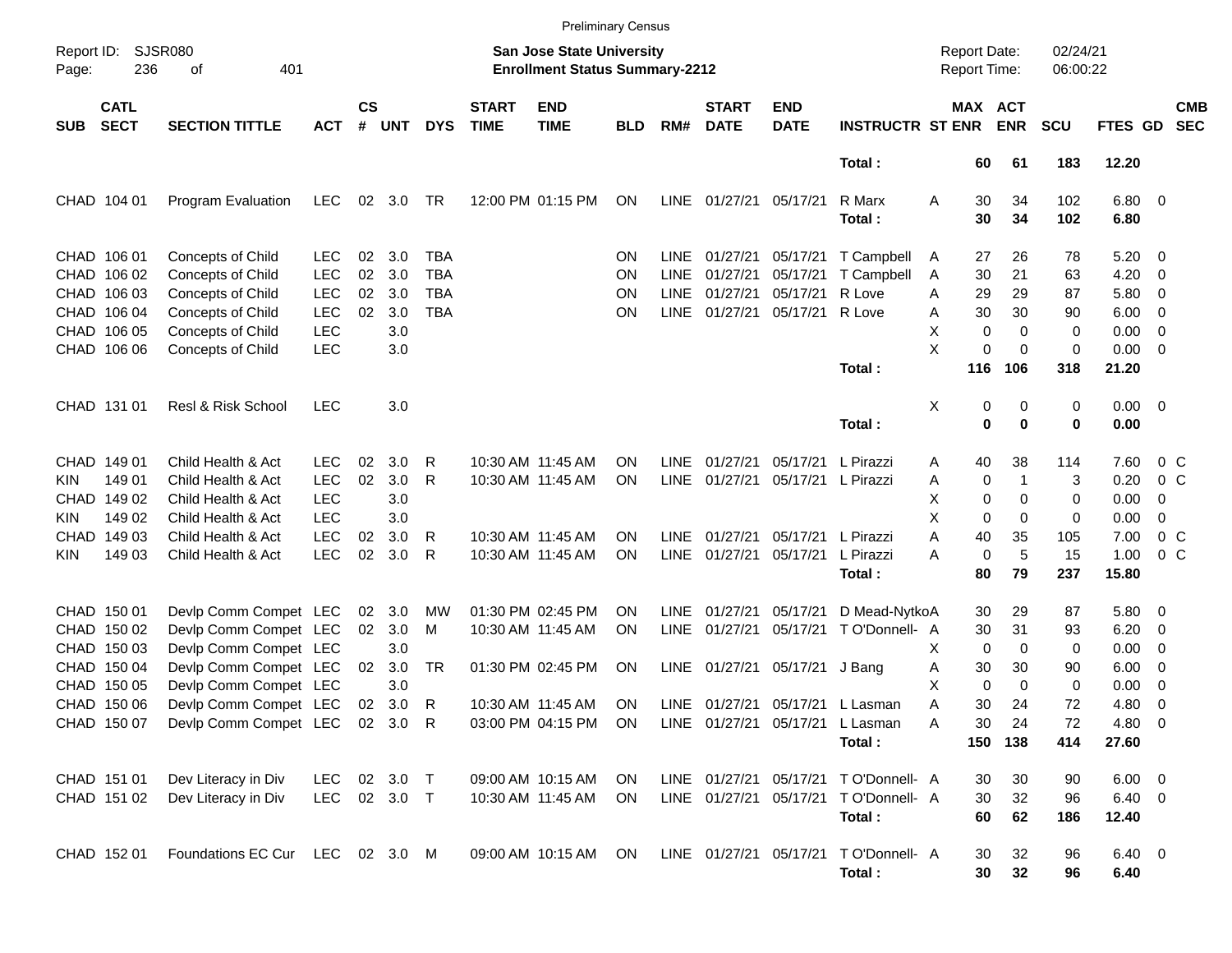Preliminary Census

Report ID: SJSR080
Page: 236 of 401

**San Jose State University**
**Enrollment Status Summary-2212**

Report Date: 02/24/21
Report Time: 06:00:22

| SUB | CATL SECT | SECTION TITTLE | ACT | CS # | UNT | DYS | START TIME | END TIME | BLD | RM# | START DATE | END DATE | INSTRUCTR | ST | MAX ENR | ACT ENR | SCU | FTES | GD | CMB SEC |
|---|---|---|---|---|---|---|---|---|---|---|---|---|---|---|---|---|---|---|---|---|
| | | | | | | | | | | | | | **Total :** | | **60** | **61** | **183** | **12.20** | | |
| CHAD | 104 01 | Program Evaluation | LEC | 02 | 3.0 | TR | 12:00 PM | 01:15 PM | ON | LINE | 01/27/21 | 05/17/21 | R Marx | A | 30 | 34 | 102 | 6.80 | 0 | |
| | | | | | | | | | | | | | **Total :** | | **30** | **34** | **102** | **6.80** | | |
| CHAD | 106 01 | Concepts of Child | LEC | 02 | 3.0 | TBA | | | ON | LINE | 01/27/21 | 05/17/21 | T Campbell | A | 27 | 26 | 78 | 5.20 | 0 | |
| CHAD | 106 02 | Concepts of Child | LEC | 02 | 3.0 | TBA | | | ON | LINE | 01/27/21 | 05/17/21 | T Campbell | A | 30 | 21 | 63 | 4.20 | 0 | |
| CHAD | 106 03 | Concepts of Child | LEC | 02 | 3.0 | TBA | | | ON | LINE | 01/27/21 | 05/17/21 | R Love | A | 29 | 29 | 87 | 5.80 | 0 | |
| CHAD | 106 04 | Concepts of Child | LEC | 02 | 3.0 | TBA | | | ON | LINE | 01/27/21 | 05/17/21 | R Love | A | 30 | 30 | 90 | 6.00 | 0 | |
| CHAD | 106 05 | Concepts of Child | LEC | | 3.0 | | | | | | | | | X | 0 | 0 | 0 | 0.00 | 0 | |
| CHAD | 106 06 | Concepts of Child | LEC | | 3.0 | | | | | | | | | X | 0 | 0 | 0 | 0.00 | 0 | |
| | | | | | | | | | | | | | **Total :** | | **116** | **106** | **318** | **21.20** | | |
| CHAD | 131 01 | Resl & Risk School | LEC | | 3.0 | | | | | | | | | X | 0 | 0 | 0 | 0.00 | 0 | |
| | | | | | | | | | | | | | **Total :** | | **0** | **0** | **0** | **0.00** | | |
| CHAD | 149 01 | Child Health & Act | LEC | 02 | 3.0 | R | 10:30 AM | 11:45 AM | ON | LINE | 01/27/21 | 05/17/21 | L Pirazzi | A | 40 | 38 | 114 | 7.60 | 0 | C |
| KIN | 149 01 | Child Health & Act | LEC | 02 | 3.0 | R | 10:30 AM | 11:45 AM | ON | LINE | 01/27/21 | 05/17/21 | L Pirazzi | A | 0 | 1 | 3 | 0.20 | 0 | C |
| CHAD | 149 02 | Child Health & Act | LEC | | 3.0 | | | | | | | | | X | 0 | 0 | 0 | 0.00 | 0 | |
| KIN | 149 02 | Child Health & Act | LEC | | 3.0 | | | | | | | | | X | 0 | 0 | 0 | 0.00 | 0 | |
| CHAD | 149 03 | Child Health & Act | LEC | 02 | 3.0 | R | 10:30 AM | 11:45 AM | ON | LINE | 01/27/21 | 05/17/21 | L Pirazzi | A | 40 | 35 | 105 | 7.00 | 0 | C |
| KIN | 149 03 | Child Health & Act | LEC | 02 | 3.0 | R | 10:30 AM | 11:45 AM | ON | LINE | 01/27/21 | 05/17/21 | L Pirazzi | A | 0 | 5 | 15 | 1.00 | 0 | C |
| | | | | | | | | | | | | | **Total :** | | **80** | **79** | **237** | **15.80** | | |
| CHAD | 150 01 | Devlp Comm Compet | LEC | 02 | 3.0 | MW | 01:30 PM | 02:45 PM | ON | LINE | 01/27/21 | 05/17/21 | D Mead-Nytko | A | 30 | 29 | 87 | 5.80 | 0 | |
| CHAD | 150 02 | Devlp Comm Compet | LEC | 02 | 3.0 | M | 10:30 AM | 11:45 AM | ON | LINE | 01/27/21 | 05/17/21 | T O'Donnell- | A | 30 | 31 | 93 | 6.20 | 0 | |
| CHAD | 150 03 | Devlp Comm Compet | LEC | | 3.0 | | | | | | | | | X | 0 | 0 | 0 | 0.00 | 0 | |
| CHAD | 150 04 | Devlp Comm Compet | LEC | 02 | 3.0 | TR | 01:30 PM | 02:45 PM | ON | LINE | 01/27/21 | 05/17/21 | J Bang | A | 30 | 30 | 90 | 6.00 | 0 | |
| CHAD | 150 05 | Devlp Comm Compet | LEC | | 3.0 | | | | | | | | | X | 0 | 0 | 0 | 0.00 | 0 | |
| CHAD | 150 06 | Devlp Comm Compet | LEC | 02 | 3.0 | R | 10:30 AM | 11:45 AM | ON | LINE | 01/27/21 | 05/17/21 | L Lasman | A | 30 | 24 | 72 | 4.80 | 0 | |
| CHAD | 150 07 | Devlp Comm Compet | LEC | 02 | 3.0 | R | 03:00 PM | 04:15 PM | ON | LINE | 01/27/21 | 05/17/21 | L Lasman | A | 30 | 24 | 72 | 4.80 | 0 | |
| | | | | | | | | | | | | | **Total :** | | **150** | **138** | **414** | **27.60** | | |
| CHAD | 151 01 | Dev Literacy in Div | LEC | 02 | 3.0 | T | 09:00 AM | 10:15 AM | ON | LINE | 01/27/21 | 05/17/21 | T O'Donnell- | A | 30 | 30 | 90 | 6.00 | 0 | |
| CHAD | 151 02 | Dev Literacy in Div | LEC | 02 | 3.0 | T | 10:30 AM | 11:45 AM | ON | LINE | 01/27/21 | 05/17/21 | T O'Donnell- | A | 30 | 32 | 96 | 6.40 | 0 | |
| | | | | | | | | | | | | | **Total :** | | **60** | **62** | **186** | **12.40** | | |
| CHAD | 152 01 | Foundations EC Cur | LEC | 02 | 3.0 | M | 09:00 AM | 10:15 AM | ON | LINE | 01/27/21 | 05/17/21 | T O'Donnell- | A | 30 | 32 | 96 | 6.40 | 0 | |
| | | | | | | | | | | | | | **Total :** | | **30** | **32** | **96** | **6.40** | | |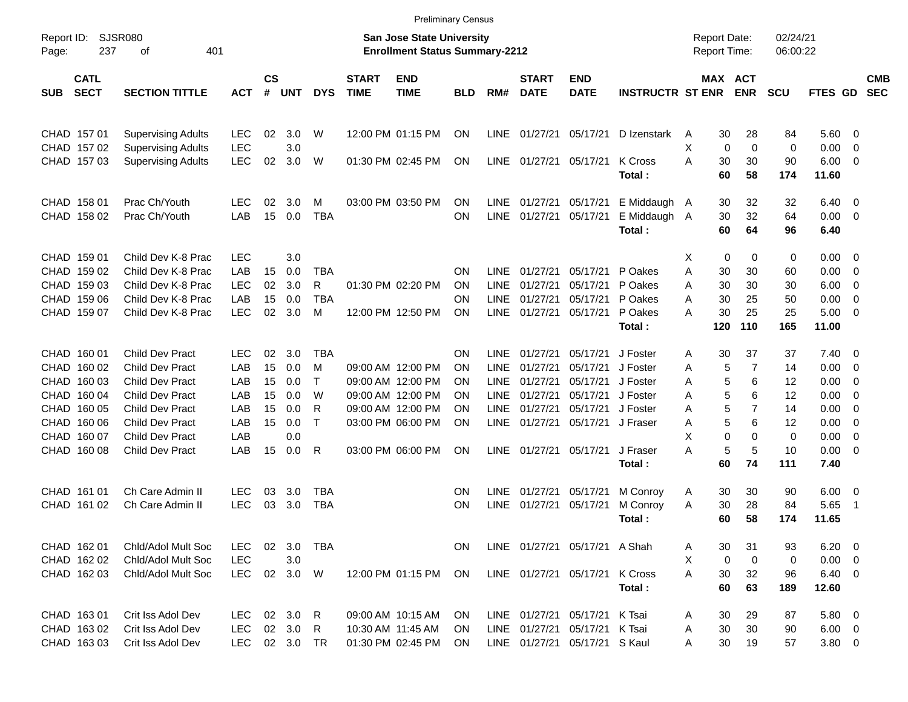Preliminary Census

Report ID: SJSR080
Page: 237 of 401

**San Jose State University**
**Enrollment Status Summary-2212**

Report Date: 02/24/21
Report Time: 06:00:22

| SUB | CATL SECT | SECTION TITTLE | ACT | CS # | UNT | DYS | START TIME | END TIME | BLD | RM# | START DATE | END DATE | INSTRUCTR | ST | MAX ENR | ACT ENR | SCU | FTES | GD | CMB SEC |
|---|---|---|---|---|---|---|---|---|---|---|---|---|---|---|---|---|---|---|---|---|
| CHAD | 157 01 | Supervising Adults | LEC | 02 | 3.0 | W | 12:00 PM | 01:15 PM | ON | LINE | 01/27/21 | 05/17/21 | D Izenstark | A | 30 | 28 | 84 | 5.60 | 0 | |
| CHAD | 157 02 | Supervising Adults | LEC | | 3.0 | | | | | | | | | X | 0 | 0 | 0 | 0.00 | 0 | |
| CHAD | 157 03 | Supervising Adults | LEC | 02 | 3.0 | W | 01:30 PM | 02:45 PM | ON | LINE | 01/27/21 | 05/17/21 | K Cross | A | 30 | 30 | 90 | 6.00 | 0 | |
| | | | | | | | | | | | | | **Total :** | | **60** | **58** | **174** | **11.60** | | |
| CHAD | 158 01 | Prac Ch/Youth | LEC | 02 | 3.0 | M | 03:00 PM | 03:50 PM | ON | LINE | 01/27/21 | 05/17/21 | E Middaugh | A | 30 | 32 | 32 | 6.40 | 0 | |
| CHAD | 158 02 | Prac Ch/Youth | LAB | 15 | 0.0 | TBA | | | ON | LINE | 01/27/21 | 05/17/21 | E Middaugh | A | 30 | 32 | 64 | 0.00 | 0 | |
| | | | | | | | | | | | | | **Total :** | | **60** | **64** | **96** | **6.40** | | |
| CHAD | 159 01 | Child Dev K-8 Prac | LEC | | 3.0 | | | | | | | | | X | 0 | 0 | 0 | 0.00 | 0 | |
| CHAD | 159 02 | Child Dev K-8 Prac | LAB | 15 | 0.0 | TBA | | | ON | LINE | 01/27/21 | 05/17/21 | P Oakes | A | 30 | 30 | 60 | 0.00 | 0 | |
| CHAD | 159 03 | Child Dev K-8 Prac | LEC | 02 | 3.0 | R | 01:30 PM | 02:20 PM | ON | LINE | 01/27/21 | 05/17/21 | P Oakes | A | 30 | 30 | 30 | 6.00 | 0 | |
| CHAD | 159 06 | Child Dev K-8 Prac | LAB | 15 | 0.0 | TBA | | | ON | LINE | 01/27/21 | 05/17/21 | P Oakes | A | 30 | 25 | 50 | 0.00 | 0 | |
| CHAD | 159 07 | Child Dev K-8 Prac | LEC | 02 | 3.0 | M | 12:00 PM | 12:50 PM | ON | LINE | 01/27/21 | 05/17/21 | P Oakes | A | 30 | 25 | 25 | 5.00 | 0 | |
| | | | | | | | | | | | | | **Total :** | | **120** | **110** | **165** | **11.00** | | |
| CHAD | 160 01 | Child Dev Pract | LEC | 02 | 3.0 | TBA | | | ON | LINE | 01/27/21 | 05/17/21 | J Foster | A | 30 | 37 | 37 | 7.40 | 0 | |
| CHAD | 160 02 | Child Dev Pract | LAB | 15 | 0.0 | M | 09:00 AM | 12:00 PM | ON | LINE | 01/27/21 | 05/17/21 | J Foster | A | 5 | 7 | 14 | 0.00 | 0 | |
| CHAD | 160 03 | Child Dev Pract | LAB | 15 | 0.0 | T | 09:00 AM | 12:00 PM | ON | LINE | 01/27/21 | 05/17/21 | J Foster | A | 5 | 6 | 12 | 0.00 | 0 | |
| CHAD | 160 04 | Child Dev Pract | LAB | 15 | 0.0 | W | 09:00 AM | 12:00 PM | ON | LINE | 01/27/21 | 05/17/21 | J Foster | A | 5 | 6 | 12 | 0.00 | 0 | |
| CHAD | 160 05 | Child Dev Pract | LAB | 15 | 0.0 | R | 09:00 AM | 12:00 PM | ON | LINE | 01/27/21 | 05/17/21 | J Foster | A | 5 | 7 | 14 | 0.00 | 0 | |
| CHAD | 160 06 | Child Dev Pract | LAB | 15 | 0.0 | T | 03:00 PM | 06:00 PM | ON | LINE | 01/27/21 | 05/17/21 | J Fraser | A | 5 | 6 | 12 | 0.00 | 0 | |
| CHAD | 160 07 | Child Dev Pract | LAB | | 0.0 | | | | | | | | | X | 0 | 0 | 0 | 0.00 | 0 | |
| CHAD | 160 08 | Child Dev Pract | LAB | 15 | 0.0 | R | 03:00 PM | 06:00 PM | ON | LINE | 01/27/21 | 05/17/21 | J Fraser | A | 5 | 5 | 10 | 0.00 | 0 | |
| | | | | | | | | | | | | | **Total :** | | **60** | **74** | **111** | **7.40** | | |
| CHAD | 161 01 | Ch Care Admin II | LEC | 03 | 3.0 | TBA | | | ON | LINE | 01/27/21 | 05/17/21 | M Conroy | A | 30 | 30 | 90 | 6.00 | 0 | |
| CHAD | 161 02 | Ch Care Admin II | LEC | 03 | 3.0 | TBA | | | ON | LINE | 01/27/21 | 05/17/21 | M Conroy | A | 30 | 28 | 84 | 5.65 | 1 | |
| | | | | | | | | | | | | | **Total :** | | **60** | **58** | **174** | **11.65** | | |
| CHAD | 162 01 | Chld/Adol Mult Soc | LEC | 02 | 3.0 | TBA | | | ON | LINE | 01/27/21 | 05/17/21 | A Shah | A | 30 | 31 | 93 | 6.20 | 0 | |
| CHAD | 162 02 | Chld/Adol Mult Soc | LEC | | 3.0 | | | | | | | | | X | 0 | 0 | 0 | 0.00 | 0 | |
| CHAD | 162 03 | Chld/Adol Mult Soc | LEC | 02 | 3.0 | W | 12:00 PM | 01:15 PM | ON | LINE | 01/27/21 | 05/17/21 | K Cross | A | 30 | 32 | 96 | 6.40 | 0 | |
| | | | | | | | | | | | | | **Total :** | | **60** | **63** | **189** | **12.60** | | |
| CHAD | 163 01 | Crit Iss Adol Dev | LEC | 02 | 3.0 | R | 09:00 AM | 10:15 AM | ON | LINE | 01/27/21 | 05/17/21 | K Tsai | A | 30 | 29 | 87 | 5.80 | 0 | |
| CHAD | 163 02 | Crit Iss Adol Dev | LEC | 02 | 3.0 | R | 10:30 AM | 11:45 AM | ON | LINE | 01/27/21 | 05/17/21 | K Tsai | A | 30 | 30 | 90 | 6.00 | 0 | |
| CHAD | 163 03 | Crit Iss Adol Dev | LEC | 02 | 3.0 | TR | 01:30 PM | 02:45 PM | ON | LINE | 01/27/21 | 05/17/21 | S Kaul | A | 30 | 19 | 57 | 3.80 | 0 | |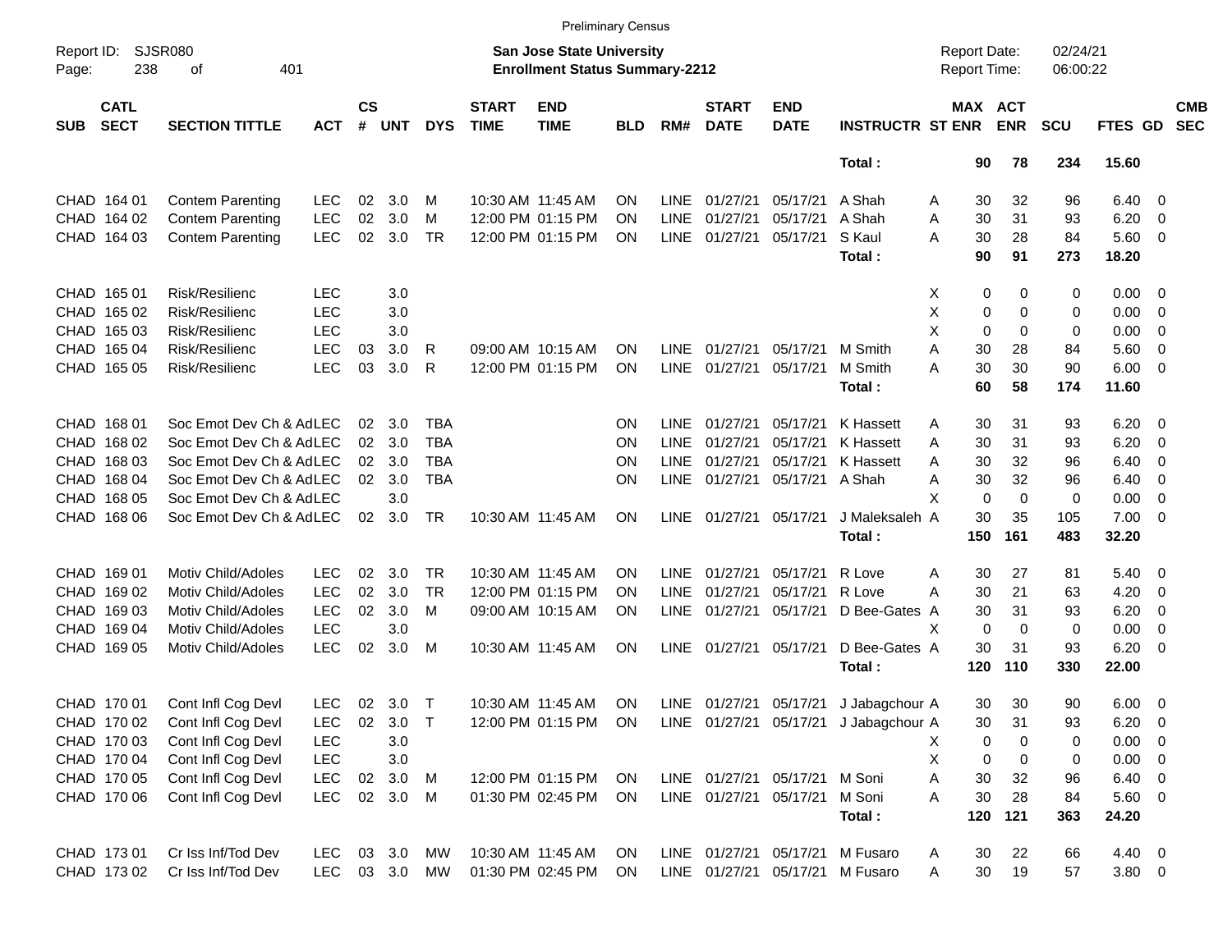Preliminary Census

Report ID: SJSR080
Page: 238 of 401

**San Jose State University**
**Enrollment Status Summary-2212**

Report Date: 02/24/21
Report Time: 06:00:22

| SUB | CATL SECT | SECTION TITTLE | ACT | CS # | UNT | DYS | START TIME | END TIME | BLD | RM# | START DATE | END DATE | INSTRUCTR | ST | MAX ENR | ACT ENR | SCU | FTES | GD | CMB SEC |
|---|---|---|---|---|---|---|---|---|---|---|---|---|---|---|---|---|---|---|---|---|
| | | | | | | | | | | | | | **Total :** | | **90** | **78** | **234** | **15.60** | | |
| CHAD | 164 01 | Contem Parenting | LEC | 02 | 3.0 | M | 10:30 AM | 11:45 AM | ON | LINE | 01/27/21 | 05/17/21 | A Shah | A | 30 | 32 | 96 | 6.40 | 0 | |
| CHAD | 164 02 | Contem Parenting | LEC | 02 | 3.0 | M | 12:00 PM | 01:15 PM | ON | LINE | 01/27/21 | 05/17/21 | A Shah | A | 30 | 31 | 93 | 6.20 | 0 | |
| CHAD | 164 03 | Contem Parenting | LEC | 02 | 3.0 | TR | 12:00 PM | 01:15 PM | ON | LINE | 01/27/21 | 05/17/21 | S Kaul | A | 30 | 28 | 84 | 5.60 | 0 | |
| | | | | | | | | | | | | | **Total :** | | **90** | **91** | **273** | **18.20** | | |
| CHAD | 165 01 | Risk/Resilienc | LEC | | 3.0 | | | | | | | | | X | 0 | 0 | 0 | 0.00 | 0 | |
| CHAD | 165 02 | Risk/Resilienc | LEC | | 3.0 | | | | | | | | | X | 0 | 0 | 0 | 0.00 | 0 | |
| CHAD | 165 03 | Risk/Resilienc | LEC | | 3.0 | | | | | | | | | X | 0 | 0 | 0 | 0.00 | 0 | |
| CHAD | 165 04 | Risk/Resilienc | LEC | 03 | 3.0 | R | 09:00 AM | 10:15 AM | ON | LINE | 01/27/21 | 05/17/21 | M Smith | A | 30 | 28 | 84 | 5.60 | 0 | |
| CHAD | 165 05 | Risk/Resilienc | LEC | 03 | 3.0 | R | 12:00 PM | 01:15 PM | ON | LINE | 01/27/21 | 05/17/21 | M Smith | A | 30 | 30 | 90 | 6.00 | 0 | |
| | | | | | | | | | | | | | **Total :** | | **60** | **58** | **174** | **11.60** | | |
| CHAD | 168 01 | Soc Emot Dev Ch & Ad | LEC | 02 | 3.0 | TBA | | | ON | LINE | 01/27/21 | 05/17/21 | K Hassett | A | 30 | 31 | 93 | 6.20 | 0 | |
| CHAD | 168 02 | Soc Emot Dev Ch & Ad | LEC | 02 | 3.0 | TBA | | | ON | LINE | 01/27/21 | 05/17/21 | K Hassett | A | 30 | 31 | 93 | 6.20 | 0 | |
| CHAD | 168 03 | Soc Emot Dev Ch & Ad | LEC | 02 | 3.0 | TBA | | | ON | LINE | 01/27/21 | 05/17/21 | K Hassett | A | 30 | 32 | 96 | 6.40 | 0 | |
| CHAD | 168 04 | Soc Emot Dev Ch & Ad | LEC | 02 | 3.0 | TBA | | | ON | LINE | 01/27/21 | 05/17/21 | A Shah | A | 30 | 32 | 96 | 6.40 | 0 | |
| CHAD | 168 05 | Soc Emot Dev Ch & Ad | LEC | | 3.0 | | | | | | | | | X | 0 | 0 | 0 | 0.00 | 0 | |
| CHAD | 168 06 | Soc Emot Dev Ch & Ad | LEC | 02 | 3.0 | TR | 10:30 AM | 11:45 AM | ON | LINE | 01/27/21 | 05/17/21 | J Maleksaleh | A | 30 | 35 | 105 | 7.00 | 0 | |
| | | | | | | | | | | | | | **Total :** | | **150** | **161** | **483** | **32.20** | | |
| CHAD | 169 01 | Motiv Child/Adoles | LEC | 02 | 3.0 | TR | 10:30 AM | 11:45 AM | ON | LINE | 01/27/21 | 05/17/21 | R Love | A | 30 | 27 | 81 | 5.40 | 0 | |
| CHAD | 169 02 | Motiv Child/Adoles | LEC | 02 | 3.0 | TR | 12:00 PM | 01:15 PM | ON | LINE | 01/27/21 | 05/17/21 | R Love | A | 30 | 21 | 63 | 4.20 | 0 | |
| CHAD | 169 03 | Motiv Child/Adoles | LEC | 02 | 3.0 | M | 09:00 AM | 10:15 AM | ON | LINE | 01/27/21 | 05/17/21 | D Bee-Gates | A | 30 | 31 | 93 | 6.20 | 0 | |
| CHAD | 169 04 | Motiv Child/Adoles | LEC | | 3.0 | | | | | | | | | X | 0 | 0 | 0 | 0.00 | 0 | |
| CHAD | 169 05 | Motiv Child/Adoles | LEC | 02 | 3.0 | M | 10:30 AM | 11:45 AM | ON | LINE | 01/27/21 | 05/17/21 | D Bee-Gates | A | 30 | 31 | 93 | 6.20 | 0 | |
| | | | | | | | | | | | | | **Total :** | | **120** | **110** | **330** | **22.00** | | |
| CHAD | 170 01 | Cont Infl Cog Devl | LEC | 02 | 3.0 | T | 10:30 AM | 11:45 AM | ON | LINE | 01/27/21 | 05/17/21 | J Jabagchour | A | 30 | 30 | 90 | 6.00 | 0 | |
| CHAD | 170 02 | Cont Infl Cog Devl | LEC | 02 | 3.0 | T | 12:00 PM | 01:15 PM | ON | LINE | 01/27/21 | 05/17/21 | J Jabagchour | A | 30 | 31 | 93 | 6.20 | 0 | |
| CHAD | 170 03 | Cont Infl Cog Devl | LEC | | 3.0 | | | | | | | | | X | 0 | 0 | 0 | 0.00 | 0 | |
| CHAD | 170 04 | Cont Infl Cog Devl | LEC | | 3.0 | | | | | | | | | X | 0 | 0 | 0 | 0.00 | 0 | |
| CHAD | 170 05 | Cont Infl Cog Devl | LEC | 02 | 3.0 | M | 12:00 PM | 01:15 PM | ON | LINE | 01/27/21 | 05/17/21 | M Soni | A | 30 | 32 | 96 | 6.40 | 0 | |
| CHAD | 170 06 | Cont Infl Cog Devl | LEC | 02 | 3.0 | M | 01:30 PM | 02:45 PM | ON | LINE | 01/27/21 | 05/17/21 | M Soni | A | 30 | 28 | 84 | 5.60 | 0 | |
| | | | | | | | | | | | | | **Total :** | | **120** | **121** | **363** | **24.20** | | |
| CHAD | 173 01 | Cr Iss Inf/Tod Dev | LEC | 03 | 3.0 | MW | 10:30 AM | 11:45 AM | ON | LINE | 01/27/21 | 05/17/21 | M Fusaro | A | 30 | 22 | 66 | 4.40 | 0 | |
| CHAD | 173 02 | Cr Iss Inf/Tod Dev | LEC | 03 | 3.0 | MW | 01:30 PM | 02:45 PM | ON | LINE | 01/27/21 | 05/17/21 | M Fusaro | A | 30 | 19 | 57 | 3.80 | 0 | |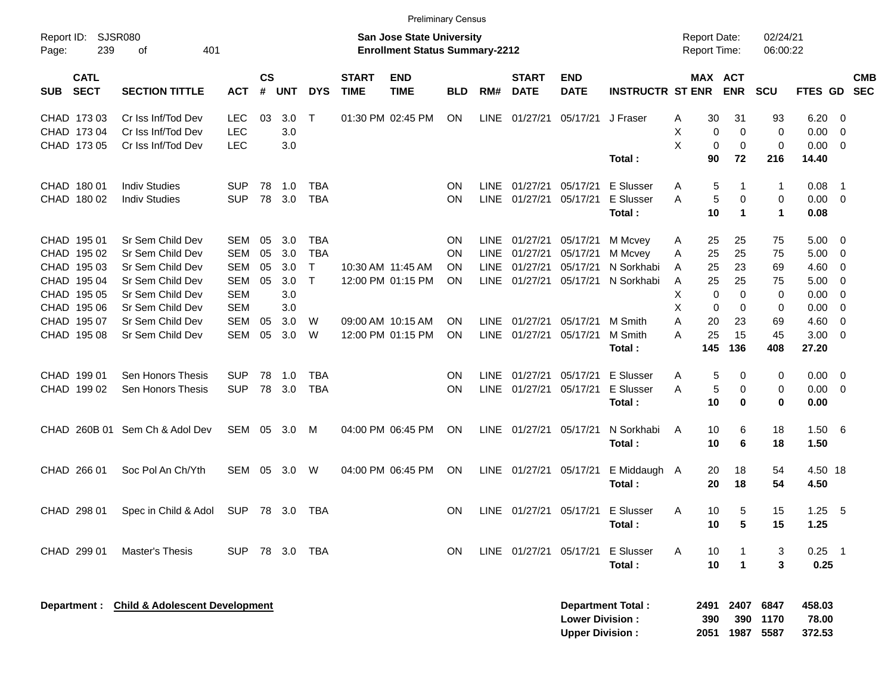Preliminary Census

Report ID: SJSR080

**San Jose State University**
**Enrollment Status Summary-2212**

Report Date: 02/24/21
Report Time: 06:00:22

| SUB | CATL SECT | SECTION TITTLE | ACT | CS # | UNT | DYS | START TIME | END TIME | BLD | RM# | START DATE | END DATE | INSTRUCTR | ST | MAX ENR | ACT ENR | SCU | FTES | GD | CMB SEC |
|---|---|---|---|---|---|---|---|---|---|---|---|---|---|---|---|---|---|---|---|---|
| CHAD | 173 03 | Cr Iss Inf/Tod Dev | LEC | 03 | 3.0 | T | 01:30 PM | 02:45 PM | ON | LINE | 01/27/21 | 05/17/21 | J Fraser | A | 30 | 31 | 93 | 6.20 | 0 | |
| CHAD | 173 04 | Cr Iss Inf/Tod Dev | LEC | | 3.0 | | | | | | | | | X | 0 | 0 | 0 | 0.00 | 0 | |
| CHAD | 173 05 | Cr Iss Inf/Tod Dev | LEC | | 3.0 | | | | | | | | | X | 0 | 0 | 0 | 0.00 | 0 | |
| | | | | | | | | | | | | | **Total :** | | **90** | **72** | **216** | **14.40** | | |
| CHAD | 180 01 | Indiv Studies | SUP | 78 | 1.0 | TBA | | | ON | LINE | 01/27/21 | 05/17/21 | E Slusser | A | 5 | 1 | 1 | 0.08 | 1 | |
| CHAD | 180 02 | Indiv Studies | SUP | 78 | 3.0 | TBA | | | ON | LINE | 01/27/21 | 05/17/21 | E Slusser | A | 5 | 0 | 0 | 0.00 | 0 | |
| | | | | | | | | | | | | | **Total :** | | **10** | **1** | **1** | **0.08** | | |
| CHAD | 195 01 | Sr Sem Child Dev | SEM | 05 | 3.0 | TBA | | | ON | LINE | 01/27/21 | 05/17/21 | M Mcvey | A | 25 | 25 | 75 | 5.00 | 0 | |
| CHAD | 195 02 | Sr Sem Child Dev | SEM | 05 | 3.0 | TBA | | | ON | LINE | 01/27/21 | 05/17/21 | M Mcvey | A | 25 | 25 | 75 | 5.00 | 0 | |
| CHAD | 195 03 | Sr Sem Child Dev | SEM | 05 | 3.0 | T | 10:30 AM | 11:45 AM | ON | LINE | 01/27/21 | 05/17/21 | N Sorkhabi | A | 25 | 23 | 69 | 4.60 | 0 | |
| CHAD | 195 04 | Sr Sem Child Dev | SEM | 05 | 3.0 | T | 12:00 PM | 01:15 PM | ON | LINE | 01/27/21 | 05/17/21 | N Sorkhabi | A | 25 | 25 | 75 | 5.00 | 0 | |
| CHAD | 195 05 | Sr Sem Child Dev | SEM | | 3.0 | | | | | | | | | X | 0 | 0 | 0 | 0.00 | 0 | |
| CHAD | 195 06 | Sr Sem Child Dev | SEM | | 3.0 | | | | | | | | | X | 0 | 0 | 0 | 0.00 | 0 | |
| CHAD | 195 07 | Sr Sem Child Dev | SEM | 05 | 3.0 | W | 09:00 AM | 10:15 AM | ON | LINE | 01/27/21 | 05/17/21 | M Smith | A | 20 | 23 | 69 | 4.60 | 0 | |
| CHAD | 195 08 | Sr Sem Child Dev | SEM | 05 | 3.0 | W | 12:00 PM | 01:15 PM | ON | LINE | 01/27/21 | 05/17/21 | M Smith | A | 25 | 15 | 45 | 3.00 | 0 | |
| | | | | | | | | | | | | | **Total :** | | **145** | **136** | **408** | **27.20** | | |
| CHAD | 199 01 | Sen Honors Thesis | SUP | 78 | 1.0 | TBA | | | ON | LINE | 01/27/21 | 05/17/21 | E Slusser | A | 5 | 0 | 0 | 0.00 | 0 | |
| CHAD | 199 02 | Sen Honors Thesis | SUP | 78 | 3.0 | TBA | | | ON | LINE | 01/27/21 | 05/17/21 | E Slusser | A | 5 | 0 | 0 | 0.00 | 0 | |
| | | | | | | | | | | | | | **Total :** | | **10** | **0** | **0** | **0.00** | | |
| CHAD | 260B 01 | Sem Ch & Adol Dev | SEM | 05 | 3.0 | M | 04:00 PM | 06:45 PM | ON | LINE | 01/27/21 | 05/17/21 | N Sorkhabi | A | 10 | 6 | 18 | 1.50 | 6 | |
| | | | | | | | | | | | | | **Total :** | | **10** | **6** | **18** | **1.50** | | |
| CHAD | 266 01 | Soc Pol An Ch/Yth | SEM | 05 | 3.0 | W | 04:00 PM | 06:45 PM | ON | LINE | 01/27/21 | 05/17/21 | E Middaugh | A | 20 | 18 | 54 | 4.50 | 18 | |
| | | | | | | | | | | | | | **Total :** | | **20** | **18** | **54** | **4.50** | | |
| CHAD | 298 01 | Spec in Child & Adol | SUP | 78 | 3.0 | TBA | | | ON | LINE | 01/27/21 | 05/17/21 | E Slusser | A | 10 | 5 | 15 | 1.25 | 5 | |
| | | | | | | | | | | | | | **Total :** | | **10** | **5** | **15** | **1.25** | | |
| CHAD | 299 01 | Master's Thesis | SUP | 78 | 3.0 | TBA | | | ON | LINE | 01/27/21 | 05/17/21 | E Slusser | A | 10 | 1 | 3 | 0.25 | 1 | |
| | | | | | | | | | | | | | **Total :** | | **10** | **1** | **3** | **0.25** | | |

**Department : Child & Adolescent Development**

| | MAX ENR | ACT ENR | SCU | FTES |
|---|---|---|---|---|
| **Department Total :** | **2491** | **2407** | **6847** | **458.03** |
| **Lower Division :** | **390** | **390** | **1170** | **78.00** |
| **Upper Division :** | **2051** | **1987** | **5587** | **372.53** |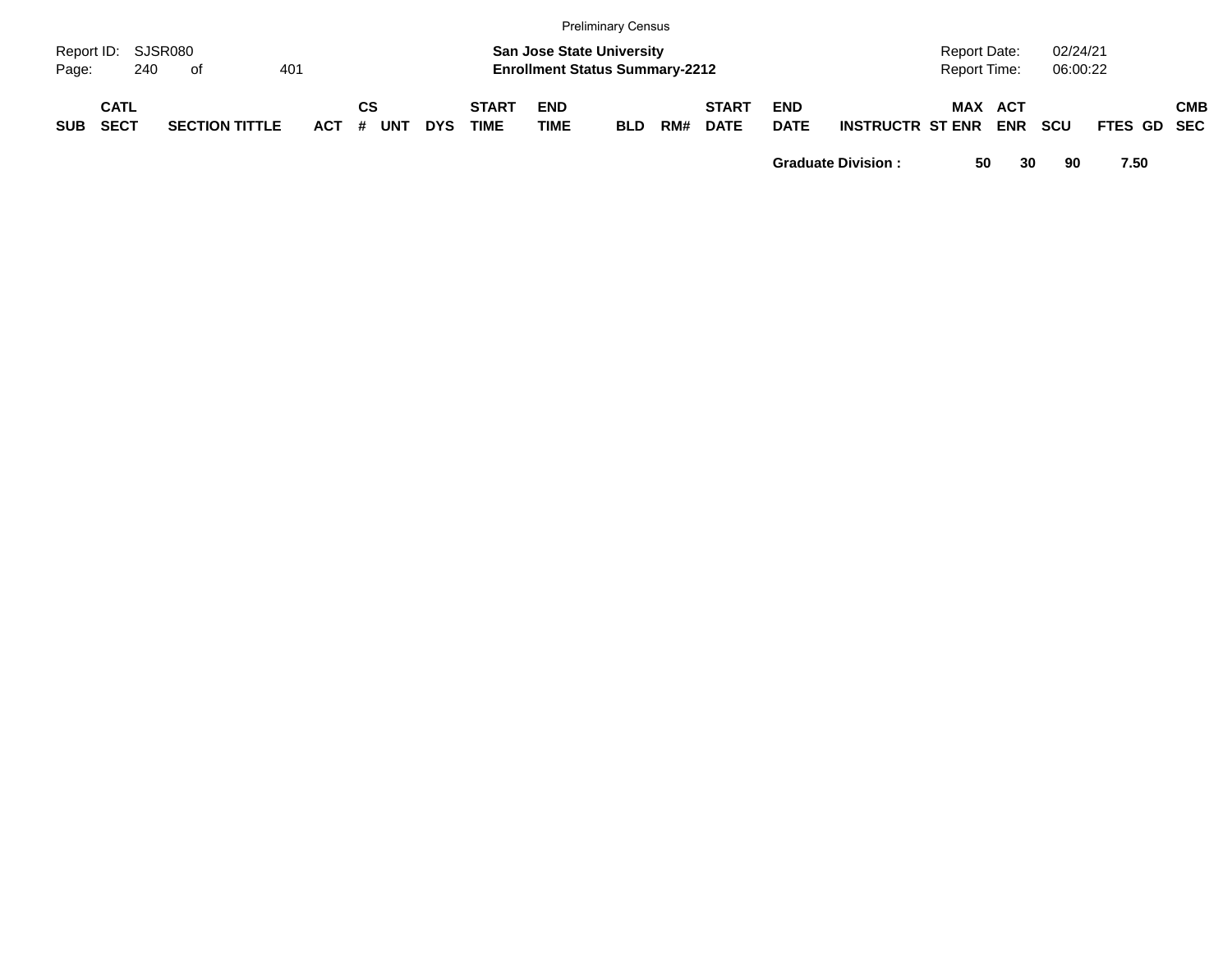Preliminary Census

Report ID: SJSR080
Page: 240 of 401

**San Jose State University**
**Enrollment Status Summary-2212**

Report Date: 02/24/21
Report Time: 06:00:22

| SUB | CATL SECT | SECTION TITTLE | ACT | CS # | UNT | DYS | START TIME | END TIME | BLD | RM# | START DATE | END DATE | INSTRUCTR | ST | MAX ENR | ACT ENR | SCU | FTES | GD | CMB SEC |
|---|---|---|---|---|---|---|---|---|---|---|---|---|---|---|---|---|---|---|---|---|
| | | | | | | | | | | | | **Graduate Division :** | | | **50** | **30** | **90** | **7.50** | | |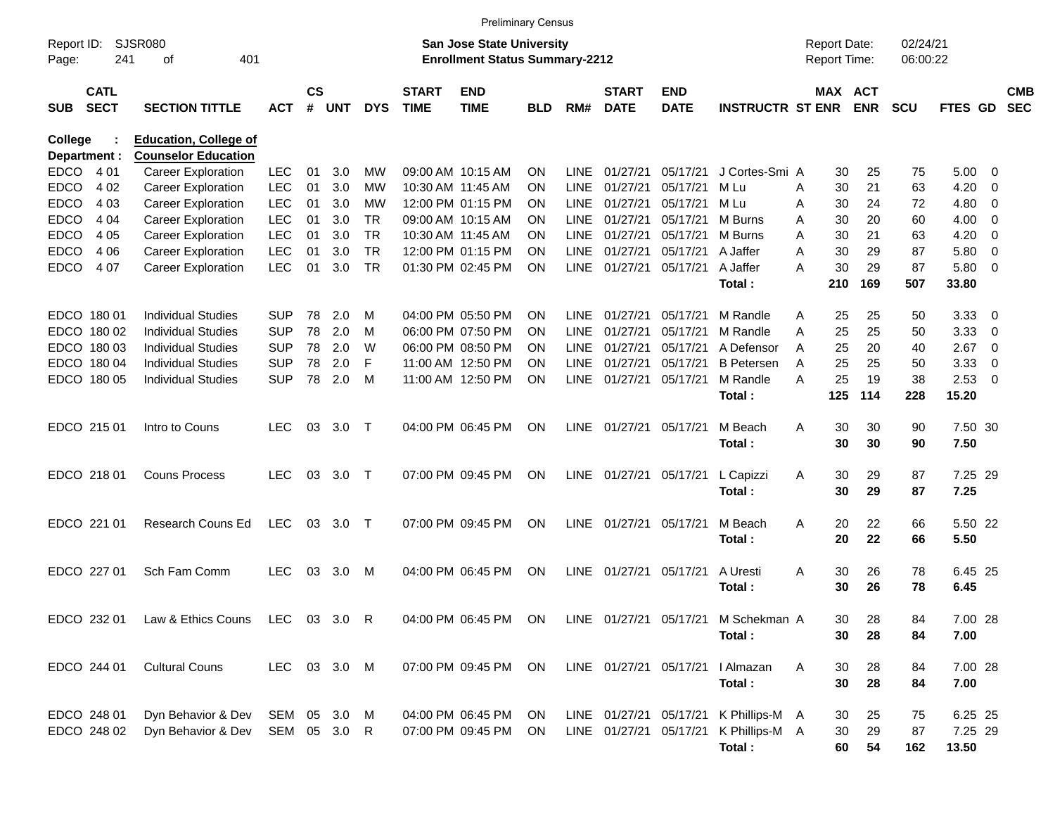Preliminary Census

Report ID: SJSR080
Page: 241 of 401

**San Jose State University**
**Enrollment Status Summary-2212**

Report Date: 02/24/21
Report Time: 06:00:22

| SUB | CATL SECT | SECTION TITTLE | ACT | CS # | UNT | DYS | START TIME | END TIME | BLD | RM# | START DATE | END DATE | INSTRUCTR | ST | MAX ENR | ACT ENR | SCU | FTES | GD | CMB SEC |
|---|---|---|---|---|---|---|---|---|---|---|---|---|---|---|---|---|---|---|---|---|
| **College :** | | **Education, College of** | | | | | | | | | | | | | | | | | | |
| **Department :** | | **Counselor Education** | | | | | | | | | | | | | | | | | | |
| EDCO | 4 01 | Career Exploration | LEC | 01 | 3.0 | MW | 09:00 AM | 10:15 AM | ON | LINE | 01/27/21 | 05/17/21 | J Cortes-Smi | A | 30 | 25 | 75 | 5.00 | 0 | |
| EDCO | 4 02 | Career Exploration | LEC | 01 | 3.0 | MW | 10:30 AM | 11:45 AM | ON | LINE | 01/27/21 | 05/17/21 | M Lu | A | 30 | 21 | 63 | 4.20 | 0 | |
| EDCO | 4 03 | Career Exploration | LEC | 01 | 3.0 | MW | 12:00 PM | 01:15 PM | ON | LINE | 01/27/21 | 05/17/21 | M Lu | A | 30 | 24 | 72 | 4.80 | 0 | |
| EDCO | 4 04 | Career Exploration | LEC | 01 | 3.0 | TR | 09:00 AM | 10:15 AM | ON | LINE | 01/27/21 | 05/17/21 | M Burns | A | 30 | 20 | 60 | 4.00 | 0 | |
| EDCO | 4 05 | Career Exploration | LEC | 01 | 3.0 | TR | 10:30 AM | 11:45 AM | ON | LINE | 01/27/21 | 05/17/21 | M Burns | A | 30 | 21 | 63 | 4.20 | 0 | |
| EDCO | 4 06 | Career Exploration | LEC | 01 | 3.0 | TR | 12:00 PM | 01:15 PM | ON | LINE | 01/27/21 | 05/17/21 | A Jaffer | A | 30 | 29 | 87 | 5.80 | 0 | |
| EDCO | 4 07 | Career Exploration | LEC | 01 | 3.0 | TR | 01:30 PM | 02:45 PM | ON | LINE | 01/27/21 | 05/17/21 | A Jaffer | A | 30 | 29 | 87 | 5.80 | 0 | |
| | | | | | | | | | | | | | **Total :** | | **210** | **169** | **507** | **33.80** | | |
| EDCO | 180 01 | Individual Studies | SUP | 78 | 2.0 | M | 04:00 PM | 05:50 PM | ON | LINE | 01/27/21 | 05/17/21 | M Randle | A | 25 | 25 | 50 | 3.33 | 0 | |
| EDCO | 180 02 | Individual Studies | SUP | 78 | 2.0 | M | 06:00 PM | 07:50 PM | ON | LINE | 01/27/21 | 05/17/21 | M Randle | A | 25 | 25 | 50 | 3.33 | 0 | |
| EDCO | 180 03 | Individual Studies | SUP | 78 | 2.0 | W | 06:00 PM | 08:50 PM | ON | LINE | 01/27/21 | 05/17/21 | A Defensor | A | 25 | 20 | 40 | 2.67 | 0 | |
| EDCO | 180 04 | Individual Studies | SUP | 78 | 2.0 | F | 11:00 AM | 12:50 PM | ON | LINE | 01/27/21 | 05/17/21 | B Petersen | A | 25 | 25 | 50 | 3.33 | 0 | |
| EDCO | 180 05 | Individual Studies | SUP | 78 | 2.0 | M | 11:00 AM | 12:50 PM | ON | LINE | 01/27/21 | 05/17/21 | M Randle | A | 25 | 19 | 38 | 2.53 | 0 | |
| | | | | | | | | | | | | | **Total :** | | **125** | **114** | **228** | **15.20** | | |
| EDCO | 215 01 | Intro to Couns | LEC | 03 | 3.0 | T | 04:00 PM | 06:45 PM | ON | LINE | 01/27/21 | 05/17/21 | M Beach | A | 30 | 30 | 90 | 7.50 | 30 | |
| | | | | | | | | | | | | | **Total :** | | **30** | **30** | **90** | **7.50** | | |
| EDCO | 218 01 | Couns Process | LEC | 03 | 3.0 | T | 07:00 PM | 09:45 PM | ON | LINE | 01/27/21 | 05/17/21 | L Capizzi | A | 30 | 29 | 87 | 7.25 | 29 | |
| | | | | | | | | | | | | | **Total :** | | **30** | **29** | **87** | **7.25** | | |
| EDCO | 221 01 | Research Couns Ed | LEC | 03 | 3.0 | T | 07:00 PM | 09:45 PM | ON | LINE | 01/27/21 | 05/17/21 | M Beach | A | 20 | 22 | 66 | 5.50 | 22 | |
| | | | | | | | | | | | | | **Total :** | | **20** | **22** | **66** | **5.50** | | |
| EDCO | 227 01 | Sch Fam Comm | LEC | 03 | 3.0 | M | 04:00 PM | 06:45 PM | ON | LINE | 01/27/21 | 05/17/21 | A Uresti | A | 30 | 26 | 78 | 6.45 | 25 | |
| | | | | | | | | | | | | | **Total :** | | **30** | **26** | **78** | **6.45** | | |
| EDCO | 232 01 | Law & Ethics Couns | LEC | 03 | 3.0 | R | 04:00 PM | 06:45 PM | ON | LINE | 01/27/21 | 05/17/21 | M Schekman | A | 30 | 28 | 84 | 7.00 | 28 | |
| | | | | | | | | | | | | | **Total :** | | **30** | **28** | **84** | **7.00** | | |
| EDCO | 244 01 | Cultural Couns | LEC | 03 | 3.0 | M | 07:00 PM | 09:45 PM | ON | LINE | 01/27/21 | 05/17/21 | I Almazan | A | 30 | 28 | 84 | 7.00 | 28 | |
| | | | | | | | | | | | | | **Total :** | | **30** | **28** | **84** | **7.00** | | |
| EDCO | 248 01 | Dyn Behavior & Dev | SEM | 05 | 3.0 | M | 04:00 PM | 06:45 PM | ON | LINE | 01/27/21 | 05/17/21 | K Phillips-M | A | 30 | 25 | 75 | 6.25 | 25 | |
| EDCO | 248 02 | Dyn Behavior & Dev | SEM | 05 | 3.0 | R | 07:00 PM | 09:45 PM | ON | LINE | 01/27/21 | 05/17/21 | K Phillips-M | A | 30 | 29 | 87 | 7.25 | 29 | |
| | | | | | | | | | | | | | **Total :** | | **60** | **54** | **162** | **13.50** | | |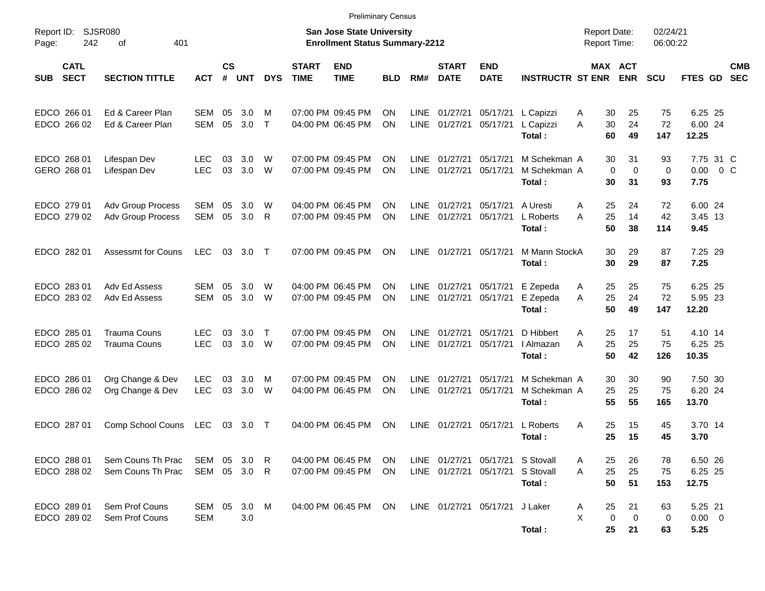Preliminary Census

Report ID: SJSR080
Page: 242 of 401

**San Jose State University**
**Enrollment Status Summary-2212**

Report Date: 02/24/21
Report Time: 06:00:22

| SUB | CATL SECT | SECTION TITTLE | ACT | CS # | UNT | DYS | START TIME | END TIME | BLD | RM# | START DATE | END DATE | INSTRUCTR | ST | MAX ENR | ACT ENR | SCU | FTES | GD | CMB SEC |
|---|---|---|---|---|---|---|---|---|---|---|---|---|---|---|---|---|---|---|---|---|
| EDCO | 266 01 | Ed & Career Plan | SEM | 05 | 3.0 | M | 07:00 PM | 09:45 PM | ON | LINE | 01/27/21 | 05/17/21 | L Capizzi | A | 30 | 25 | 75 | 6.25 | 25 | |
| EDCO | 266 02 | Ed & Career Plan | SEM | 05 | 3.0 | T | 04:00 PM | 06:45 PM | ON | LINE | 01/27/21 | 05/17/21 | L Capizzi | A | 30 | 24 | 72 | 6.00 | 24 | |
| | | | | | | | | | | | | | **Total :** | | **60** | **49** | **147** | **12.25** | | |
| EDCO | 268 01 | Lifespan Dev | LEC | 03 | 3.0 | W | 07:00 PM | 09:45 PM | ON | LINE | 01/27/21 | 05/17/21 | M Schekman | A | 30 | 31 | 93 | 7.75 | 31 | C |
| GERO | 268 01 | Lifespan Dev | LEC | 03 | 3.0 | W | 07:00 PM | 09:45 PM | ON | LINE | 01/27/21 | 05/17/21 | M Schekman | A | 0 | 0 | 0 | 0.00 | 0 | C |
| | | | | | | | | | | | | | **Total :** | | **30** | **31** | **93** | **7.75** | | |
| EDCO | 279 01 | Adv Group Process | SEM | 05 | 3.0 | W | 04:00 PM | 06:45 PM | ON | LINE | 01/27/21 | 05/17/21 | A Uresti | A | 25 | 24 | 72 | 6.00 | 24 | |
| EDCO | 279 02 | Adv Group Process | SEM | 05 | 3.0 | R | 07:00 PM | 09:45 PM | ON | LINE | 01/27/21 | 05/17/21 | L Roberts | A | 25 | 14 | 42 | 3.45 | 13 | |
| | | | | | | | | | | | | | **Total :** | | **50** | **38** | **114** | **9.45** | | |
| EDCO | 282 01 | Assessmt for Couns | LEC | 03 | 3.0 | T | 07:00 PM | 09:45 PM | ON | LINE | 01/27/21 | 05/17/21 | M Mann Stock | A | 30 | 29 | 87 | 7.25 | 29 | |
| | | | | | | | | | | | | | **Total :** | | **30** | **29** | **87** | **7.25** | | |
| EDCO | 283 01 | Adv Ed Assess | SEM | 05 | 3.0 | W | 04:00 PM | 06:45 PM | ON | LINE | 01/27/21 | 05/17/21 | E Zepeda | A | 25 | 25 | 75 | 6.25 | 25 | |
| EDCO | 283 02 | Adv Ed Assess | SEM | 05 | 3.0 | W | 07:00 PM | 09:45 PM | ON | LINE | 01/27/21 | 05/17/21 | E Zepeda | A | 25 | 24 | 72 | 5.95 | 23 | |
| | | | | | | | | | | | | | **Total :** | | **50** | **49** | **147** | **12.20** | | |
| EDCO | 285 01 | Trauma Couns | LEC | 03 | 3.0 | T | 07:00 PM | 09:45 PM | ON | LINE | 01/27/21 | 05/17/21 | D Hibbert | A | 25 | 17 | 51 | 4.10 | 14 | |
| EDCO | 285 02 | Trauma Couns | LEC | 03 | 3.0 | W | 07:00 PM | 09:45 PM | ON | LINE | 01/27/21 | 05/17/21 | I Almazan | A | 25 | 25 | 75 | 6.25 | 25 | |
| | | | | | | | | | | | | | **Total :** | | **50** | **42** | **126** | **10.35** | | |
| EDCO | 286 01 | Org Change & Dev | LEC | 03 | 3.0 | M | 07:00 PM | 09:45 PM | ON | LINE | 01/27/21 | 05/17/21 | M Schekman | A | 30 | 30 | 90 | 7.50 | 30 | |
| EDCO | 286 02 | Org Change & Dev | LEC | 03 | 3.0 | W | 04:00 PM | 06:45 PM | ON | LINE | 01/27/21 | 05/17/21 | M Schekman | A | 25 | 25 | 75 | 6.20 | 24 | |
| | | | | | | | | | | | | | **Total :** | | **55** | **55** | **165** | **13.70** | | |
| EDCO | 287 01 | Comp School Couns | LEC | 03 | 3.0 | T | 04:00 PM | 06:45 PM | ON | LINE | 01/27/21 | 05/17/21 | L Roberts | A | 25 | 15 | 45 | 3.70 | 14 | |
| | | | | | | | | | | | | | **Total :** | | **25** | **15** | **45** | **3.70** | | |
| EDCO | 288 01 | Sem Couns Th Prac | SEM | 05 | 3.0 | R | 04:00 PM | 06:45 PM | ON | LINE | 01/27/21 | 05/17/21 | S Stovall | A | 25 | 26 | 78 | 6.50 | 26 | |
| EDCO | 288 02 | Sem Couns Th Prac | SEM | 05 | 3.0 | R | 07:00 PM | 09:45 PM | ON | LINE | 01/27/21 | 05/17/21 | S Stovall | A | 25 | 25 | 75 | 6.25 | 25 | |
| | | | | | | | | | | | | | **Total :** | | **50** | **51** | **153** | **12.75** | | |
| EDCO | 289 01 | Sem Prof Couns | SEM | 05 | 3.0 | M | 04:00 PM | 06:45 PM | ON | LINE | 01/27/21 | 05/17/21 | J Laker | A | 25 | 21 | 63 | 5.25 | 21 | |
| EDCO | 289 02 | Sem Prof Couns | SEM | | 3.0 | | | | | | | | | X | 0 | 0 | 0 | 0.00 | 0 | |
| | | | | | | | | | | | | | **Total :** | | **25** | **21** | **63** | **5.25** | | |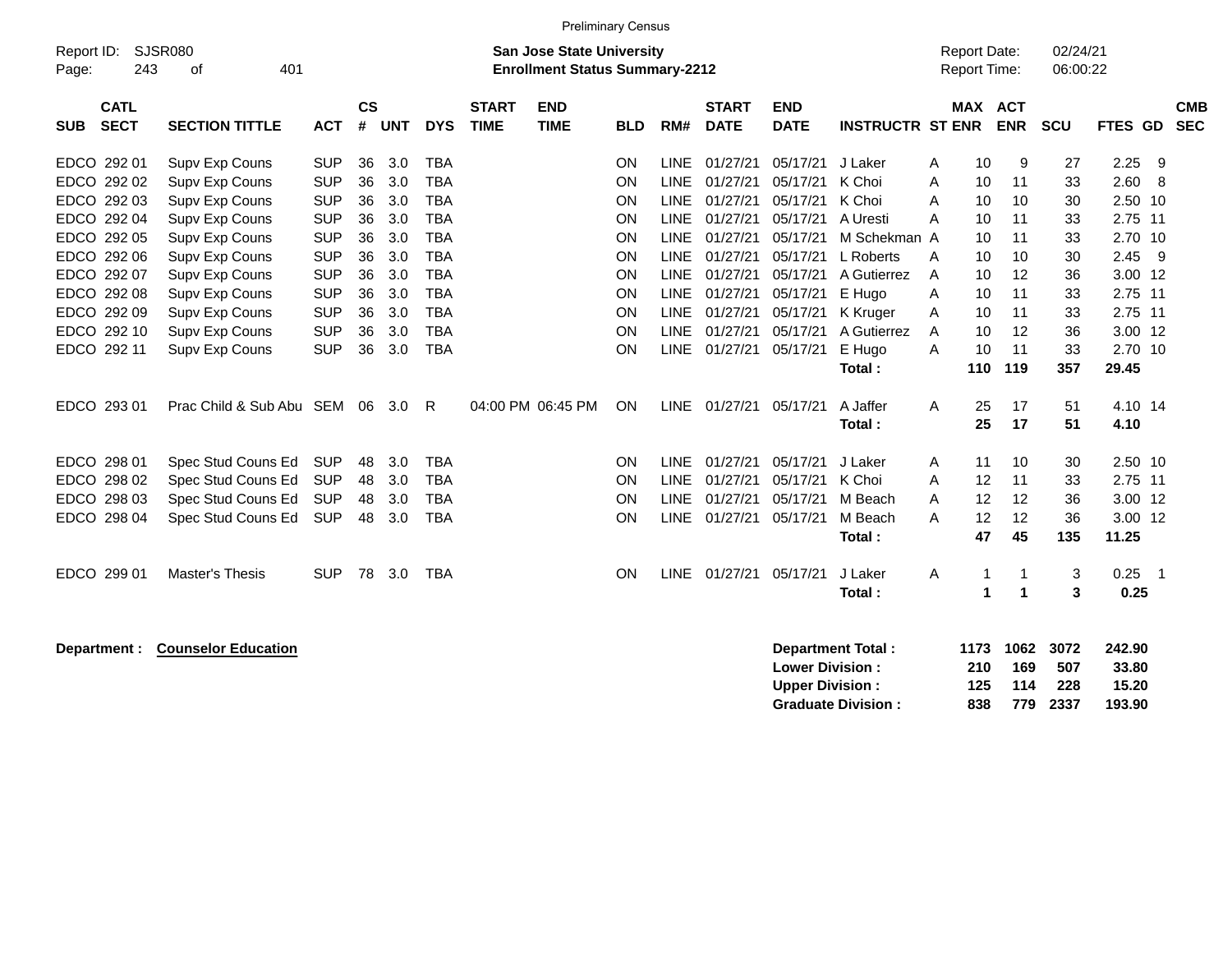Preliminary Census

Report ID: SJSR080

**San Jose State University**
**Enrollment Status Summary-2212**

Report Date: 02/24/21
Report Time: 06:00:22

| SUB | CATL SECT | SECTION TITTLE | ACT | CS # | UNT | DYS | START TIME | END TIME | BLD | RM# | START DATE | END DATE | INSTRUCTR | ST | MAX ENR | ACT ENR | SCU | FTES | GD | CMB SEC |
|---|---|---|---|---|---|---|---|---|---|---|---|---|---|---|---|---|---|---|---|---|
| EDCO | 292 01 | Supv Exp Couns | SUP | 36 | 3.0 | TBA | | | ON | LINE | 01/27/21 | 05/17/21 | J Laker | A | 10 | 9 | 27 | 2.25 | 9 | |
| EDCO | 292 02 | Supv Exp Couns | SUP | 36 | 3.0 | TBA | | | ON | LINE | 01/27/21 | 05/17/21 | K Choi | A | 10 | 11 | 33 | 2.60 | 8 | |
| EDCO | 292 03 | Supv Exp Couns | SUP | 36 | 3.0 | TBA | | | ON | LINE | 01/27/21 | 05/17/21 | K Choi | A | 10 | 10 | 30 | 2.50 | 10 | |
| EDCO | 292 04 | Supv Exp Couns | SUP | 36 | 3.0 | TBA | | | ON | LINE | 01/27/21 | 05/17/21 | A Uresti | A | 10 | 11 | 33 | 2.75 | 11 | |
| EDCO | 292 05 | Supv Exp Couns | SUP | 36 | 3.0 | TBA | | | ON | LINE | 01/27/21 | 05/17/21 | M Schekman | A | 10 | 11 | 33 | 2.70 | 10 | |
| EDCO | 292 06 | Supv Exp Couns | SUP | 36 | 3.0 | TBA | | | ON | LINE | 01/27/21 | 05/17/21 | L Roberts | A | 10 | 10 | 30 | 2.45 | 9 | |
| EDCO | 292 07 | Supv Exp Couns | SUP | 36 | 3.0 | TBA | | | ON | LINE | 01/27/21 | 05/17/21 | A Gutierrez | A | 10 | 12 | 36 | 3.00 | 12 | |
| EDCO | 292 08 | Supv Exp Couns | SUP | 36 | 3.0 | TBA | | | ON | LINE | 01/27/21 | 05/17/21 | E Hugo | A | 10 | 11 | 33 | 2.75 | 11 | |
| EDCO | 292 09 | Supv Exp Couns | SUP | 36 | 3.0 | TBA | | | ON | LINE | 01/27/21 | 05/17/21 | K Kruger | A | 10 | 11 | 33 | 2.75 | 11 | |
| EDCO | 292 10 | Supv Exp Couns | SUP | 36 | 3.0 | TBA | | | ON | LINE | 01/27/21 | 05/17/21 | A Gutierrez | A | 10 | 12 | 36 | 3.00 | 12 | |
| EDCO | 292 11 | Supv Exp Couns | SUP | 36 | 3.0 | TBA | | | ON | LINE | 01/27/21 | 05/17/21 | E Hugo | A | 10 | 11 | 33 | 2.70 | 10 | |
| | | | | | | | | | | | | | **Total :** | | **110** | **119** | **357** | **29.45** | | |
| EDCO | 293 01 | Prac Child & Sub Abu | SEM | 06 | 3.0 | R | 04:00 PM | 06:45 PM | ON | LINE | 01/27/21 | 05/17/21 | A Jaffer | A | 25 | 17 | 51 | 4.10 | 14 | |
| | | | | | | | | | | | | | **Total :** | | **25** | **17** | **51** | **4.10** | | |
| EDCO | 298 01 | Spec Stud Couns Ed | SUP | 48 | 3.0 | TBA | | | ON | LINE | 01/27/21 | 05/17/21 | J Laker | A | 11 | 10 | 30 | 2.50 | 10 | |
| EDCO | 298 02 | Spec Stud Couns Ed | SUP | 48 | 3.0 | TBA | | | ON | LINE | 01/27/21 | 05/17/21 | K Choi | A | 12 | 11 | 33 | 2.75 | 11 | |
| EDCO | 298 03 | Spec Stud Couns Ed | SUP | 48 | 3.0 | TBA | | | ON | LINE | 01/27/21 | 05/17/21 | M Beach | A | 12 | 12 | 36 | 3.00 | 12 | |
| EDCO | 298 04 | Spec Stud Couns Ed | SUP | 48 | 3.0 | TBA | | | ON | LINE | 01/27/21 | 05/17/21 | M Beach | A | 12 | 12 | 36 | 3.00 | 12 | |
| | | | | | | | | | | | | | **Total :** | | **47** | **45** | **135** | **11.25** | | |
| EDCO | 299 01 | Master's Thesis | SUP | 78 | 3.0 | TBA | | | ON | LINE | 01/27/21 | 05/17/21 | J Laker | A | 1 | 1 | 3 | 0.25 | 1 | |
| | | | | | | | | | | | | | **Total :** | | **1** | **1** | **3** | **0.25** | | |

**Department :** **Counselor Education**

| | MAX ENR | ACT ENR | SCU | FTES |
|---|---|---|---|---|
| **Department Total :** | **1173** | **1062** | **3072** | **242.90** |
| **Lower Division :** | **210** | **169** | **507** | **33.80** |
| **Upper Division :** | **125** | **114** | **228** | **15.20** |
| **Graduate Division :** | **838** | **779** | **2337** | **193.90** |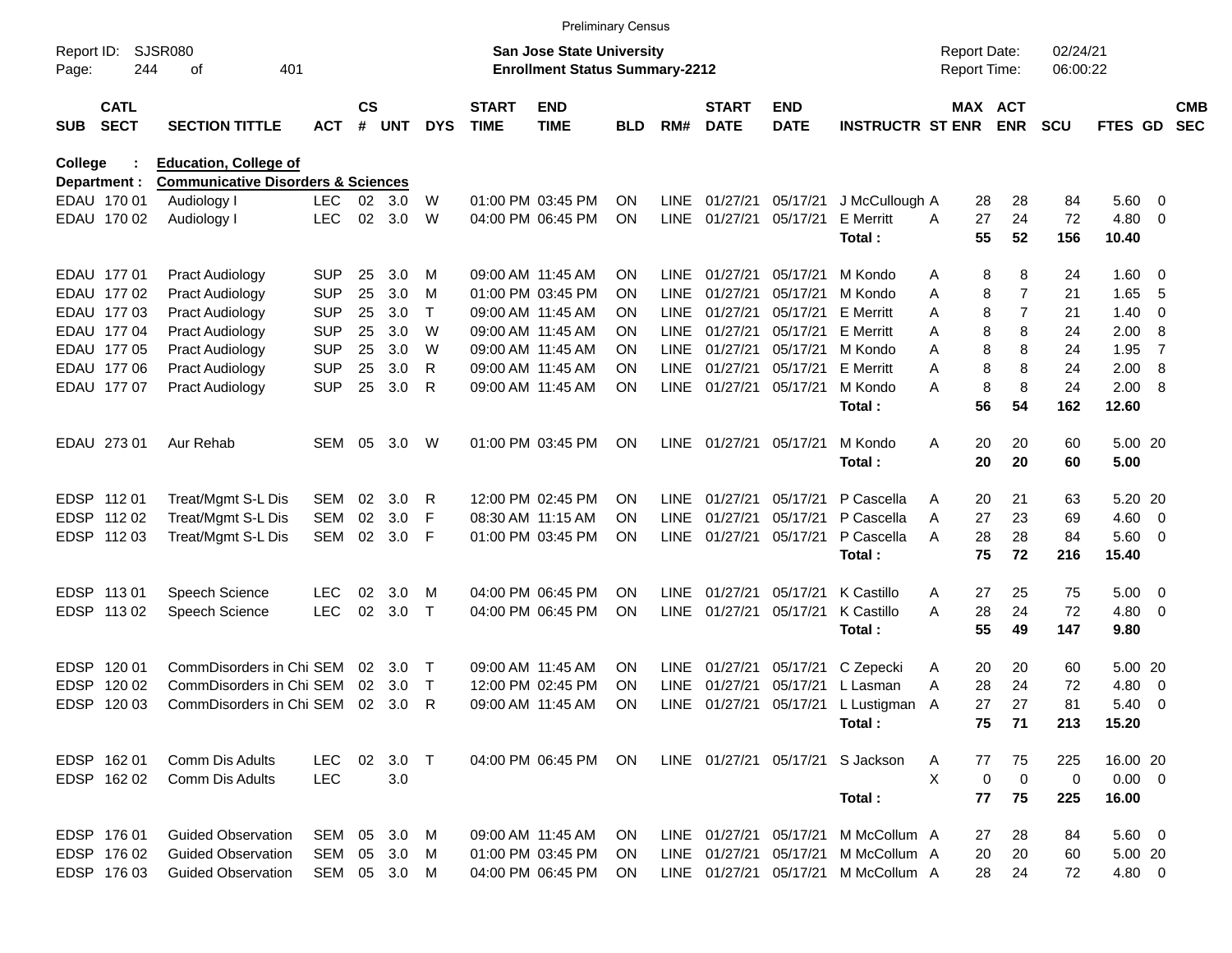Preliminary Census

Report ID: SJSR080 &nbsp;&nbsp;&nbsp;&nbsp; **San Jose State University** &nbsp;&nbsp;&nbsp;&nbsp; Report Date: 02/24/21
Page: 244 of 401 &nbsp;&nbsp;&nbsp;&nbsp; **Enrollment Status Summary-2212** &nbsp;&nbsp;&nbsp;&nbsp; Report Time: 06:00:22

**College : Education, College of**
**Department : Communicative Disorders & Sciences**

| SUB | CATL SECT | SECTION TITTLE | ACT | CS # | UNT | DYS | START TIME | END TIME | BLD | RM# | START DATE | END DATE | INSTRUCTR | ST | MAX ENR | ACT ENR | SCU | FTES | GD | CMB SEC |
|---|---|---|---|---|---|---|---|---|---|---|---|---|---|---|---|---|---|---|---|---|
| EDAU | 170 01 | Audiology I | LEC | 02 | 3.0 | W | 01:00 PM | 03:45 PM | ON | LINE | 01/27/21 | 05/17/21 | J McCullough | A | 28 | 28 | 84 | 5.60 | 0 | |
| EDAU | 170 02 | Audiology I | LEC | 02 | 3.0 | W | 04:00 PM | 06:45 PM | ON | LINE | 01/27/21 | 05/17/21 | E Merritt | A | 27 | 24 | 72 | 4.80 | 0 | |
| | | | | | | | | | | | | | **Total :** | | **55** | **52** | **156** | **10.40** | | |
| EDAU | 177 01 | Pract Audiology | SUP | 25 | 3.0 | M | 09:00 AM | 11:45 AM | ON | LINE | 01/27/21 | 05/17/21 | M Kondo | A | 8 | 8 | 24 | 1.60 | 0 | |
| EDAU | 177 02 | Pract Audiology | SUP | 25 | 3.0 | M | 01:00 PM | 03:45 PM | ON | LINE | 01/27/21 | 05/17/21 | M Kondo | A | 8 | 7 | 21 | 1.65 | 5 | |
| EDAU | 177 03 | Pract Audiology | SUP | 25 | 3.0 | T | 09:00 AM | 11:45 AM | ON | LINE | 01/27/21 | 05/17/21 | E Merritt | A | 8 | 7 | 21 | 1.40 | 0 | |
| EDAU | 177 04 | Pract Audiology | SUP | 25 | 3.0 | W | 09:00 AM | 11:45 AM | ON | LINE | 01/27/21 | 05/17/21 | E Merritt | A | 8 | 8 | 24 | 2.00 | 8 | |
| EDAU | 177 05 | Pract Audiology | SUP | 25 | 3.0 | W | 09:00 AM | 11:45 AM | ON | LINE | 01/27/21 | 05/17/21 | M Kondo | A | 8 | 8 | 24 | 1.95 | 7 | |
| EDAU | 177 06 | Pract Audiology | SUP | 25 | 3.0 | R | 09:00 AM | 11:45 AM | ON | LINE | 01/27/21 | 05/17/21 | E Merritt | A | 8 | 8 | 24 | 2.00 | 8 | |
| EDAU | 177 07 | Pract Audiology | SUP | 25 | 3.0 | R | 09:00 AM | 11:45 AM | ON | LINE | 01/27/21 | 05/17/21 | M Kondo | A | 8 | 8 | 24 | 2.00 | 8 | |
| | | | | | | | | | | | | | **Total :** | | **56** | **54** | **162** | **12.60** | | |
| EDAU | 273 01 | Aur Rehab | SEM | 05 | 3.0 | W | 01:00 PM | 03:45 PM | ON | LINE | 01/27/21 | 05/17/21 | M Kondo | A | 20 | 20 | 60 | 5.00 | 20 | |
| | | | | | | | | | | | | | **Total :** | | **20** | **20** | **60** | **5.00** | | |
| EDSP | 112 01 | Treat/Mgmt S-L Dis | SEM | 02 | 3.0 | R | 12:00 PM | 02:45 PM | ON | LINE | 01/27/21 | 05/17/21 | P Cascella | A | 20 | 21 | 63 | 5.20 | 20 | |
| EDSP | 112 02 | Treat/Mgmt S-L Dis | SEM | 02 | 3.0 | F | 08:30 AM | 11:15 AM | ON | LINE | 01/27/21 | 05/17/21 | P Cascella | A | 27 | 23 | 69 | 4.60 | 0 | |
| EDSP | 112 03 | Treat/Mgmt S-L Dis | SEM | 02 | 3.0 | F | 01:00 PM | 03:45 PM | ON | LINE | 01/27/21 | 05/17/21 | P Cascella | A | 28 | 28 | 84 | 5.60 | 0 | |
| | | | | | | | | | | | | | **Total :** | | **75** | **72** | **216** | **15.40** | | |
| EDSP | 113 01 | Speech Science | LEC | 02 | 3.0 | M | 04:00 PM | 06:45 PM | ON | LINE | 01/27/21 | 05/17/21 | K Castillo | A | 27 | 25 | 75 | 5.00 | 0 | |
| EDSP | 113 02 | Speech Science | LEC | 02 | 3.0 | T | 04:00 PM | 06:45 PM | ON | LINE | 01/27/21 | 05/17/21 | K Castillo | A | 28 | 24 | 72 | 4.80 | 0 | |
| | | | | | | | | | | | | | **Total :** | | **55** | **49** | **147** | **9.80** | | |
| EDSP | 120 01 | CommDisorders in Chi | SEM | 02 | 3.0 | T | 09:00 AM | 11:45 AM | ON | LINE | 01/27/21 | 05/17/21 | C Zepecki | A | 20 | 20 | 60 | 5.00 | 20 | |
| EDSP | 120 02 | CommDisorders in Chi | SEM | 02 | 3.0 | T | 12:00 PM | 02:45 PM | ON | LINE | 01/27/21 | 05/17/21 | L Lasman | A | 28 | 24 | 72 | 4.80 | 0 | |
| EDSP | 120 03 | CommDisorders in Chi | SEM | 02 | 3.0 | R | 09:00 AM | 11:45 AM | ON | LINE | 01/27/21 | 05/17/21 | L Lustigman | A | 27 | 27 | 81 | 5.40 | 0 | |
| | | | | | | | | | | | | | **Total :** | | **75** | **71** | **213** | **15.20** | | |
| EDSP | 162 01 | Comm Dis Adults | LEC | 02 | 3.0 | T | 04:00 PM | 06:45 PM | ON | LINE | 01/27/21 | 05/17/21 | S Jackson | A | 77 | 75 | 225 | 16.00 | 20 | |
| EDSP | 162 02 | Comm Dis Adults | LEC | | 3.0 | | | | | | | | | X | 0 | 0 | 0 | 0.00 | 0 | |
| | | | | | | | | | | | | | **Total :** | | **77** | **75** | **225** | **16.00** | | |
| EDSP | 176 01 | Guided Observation | SEM | 05 | 3.0 | M | 09:00 AM | 11:45 AM | ON | LINE | 01/27/21 | 05/17/21 | M McCollum | A | 27 | 28 | 84 | 5.60 | 0 | |
| EDSP | 176 02 | Guided Observation | SEM | 05 | 3.0 | M | 01:00 PM | 03:45 PM | ON | LINE | 01/27/21 | 05/17/21 | M McCollum | A | 20 | 20 | 60 | 5.00 | 20 | |
| EDSP | 176 03 | Guided Observation | SEM | 05 | 3.0 | M | 04:00 PM | 06:45 PM | ON | LINE | 01/27/21 | 05/17/21 | M McCollum | A | 28 | 24 | 72 | 4.80 | 0 | |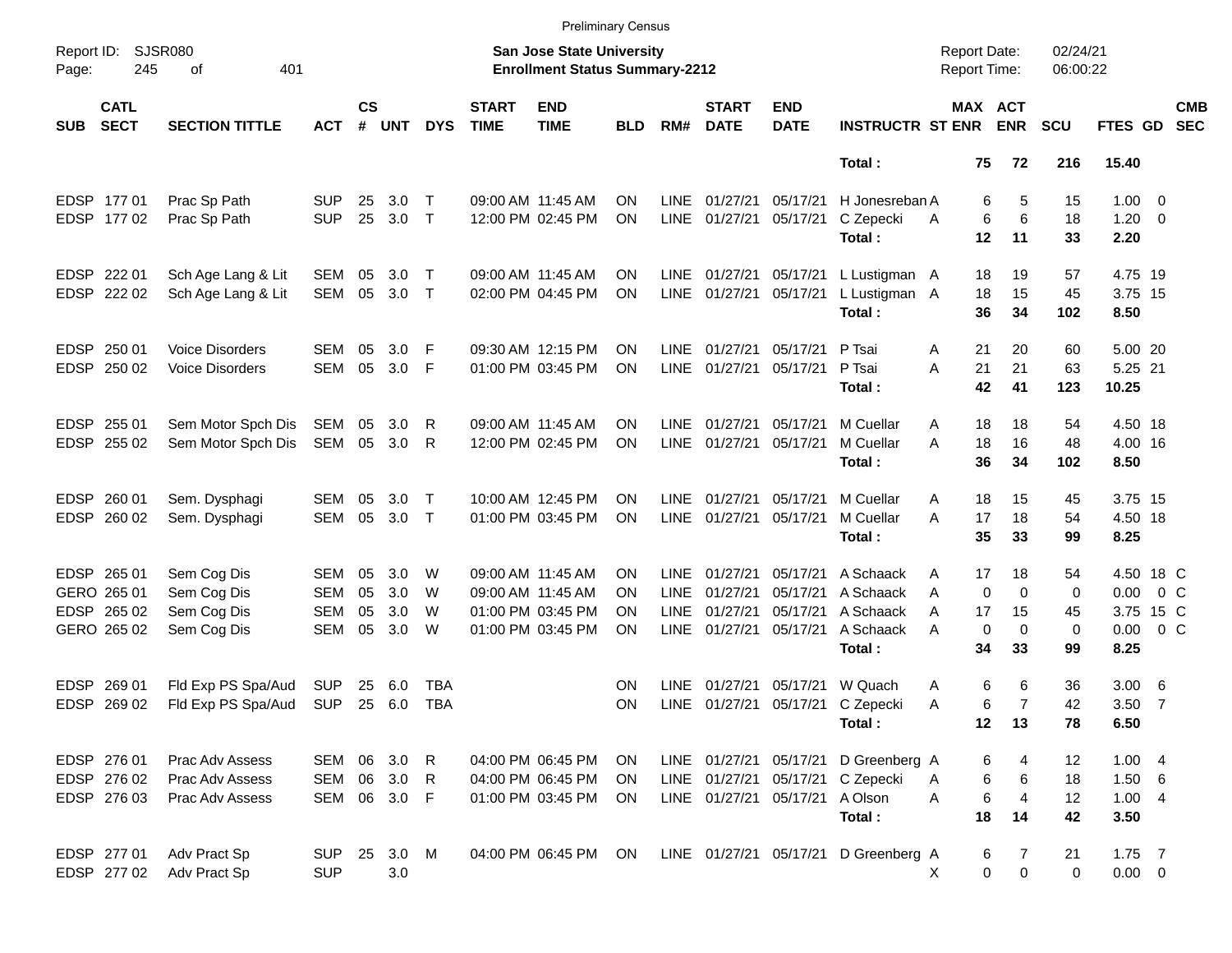Preliminary Census

Report ID: SJSR080

**San Jose State University**
**Enrollment Status Summary-2212**

Report Date: 02/24/21
Report Time: 06:00:22

| SUB | CATL SECT | SECTION TITTLE | ACT | CS # | UNT | DYS | START TIME | END TIME | BLD | RM# | START DATE | END DATE | INSTRUCTR | ST | MAX ENR | ACT ENR | SCU | FTES | GD | CMB SEC |
|---|---|---|---|---|---|---|---|---|---|---|---|---|---|---|---|---|---|---|---|---|
| | | | | | | | | | | | | | **Total :** | | **75** | **72** | **216** | **15.40** | | |
| EDSP | 177 01 | Prac Sp Path | SUP | 25 | 3.0 | T | 09:00 AM | 11:45 AM | ON | LINE | 01/27/21 | 05/17/21 | H Jonesreban | A | 6 | 5 | 15 | 1.00 | 0 | |
| EDSP | 177 02 | Prac Sp Path | SUP | 25 | 3.0 | T | 12:00 PM | 02:45 PM | ON | LINE | 01/27/21 | 05/17/21 | C Zepecki | A | 6 | 6 | 18 | 1.20 | 0 | |
| | | | | | | | | | | | | | **Total :** | | **12** | **11** | **33** | **2.20** | | |
| EDSP | 222 01 | Sch Age Lang & Lit | SEM | 05 | 3.0 | T | 09:00 AM | 11:45 AM | ON | LINE | 01/27/21 | 05/17/21 | L Lustigman | A | 18 | 19 | 57 | 4.75 | 19 | |
| EDSP | 222 02 | Sch Age Lang & Lit | SEM | 05 | 3.0 | T | 02:00 PM | 04:45 PM | ON | LINE | 01/27/21 | 05/17/21 | L Lustigman | A | 18 | 15 | 45 | 3.75 | 15 | |
| | | | | | | | | | | | | | **Total :** | | **36** | **34** | **102** | **8.50** | | |
| EDSP | 250 01 | Voice Disorders | SEM | 05 | 3.0 | F | 09:30 AM | 12:15 PM | ON | LINE | 01/27/21 | 05/17/21 | P Tsai | A | 21 | 20 | 60 | 5.00 | 20 | |
| EDSP | 250 02 | Voice Disorders | SEM | 05 | 3.0 | F | 01:00 PM | 03:45 PM | ON | LINE | 01/27/21 | 05/17/21 | P Tsai | A | 21 | 21 | 63 | 5.25 | 21 | |
| | | | | | | | | | | | | | **Total :** | | **42** | **41** | **123** | **10.25** | | |
| EDSP | 255 01 | Sem Motor Spch Dis | SEM | 05 | 3.0 | R | 09:00 AM | 11:45 AM | ON | LINE | 01/27/21 | 05/17/21 | M Cuellar | A | 18 | 18 | 54 | 4.50 | 18 | |
| EDSP | 255 02 | Sem Motor Spch Dis | SEM | 05 | 3.0 | R | 12:00 PM | 02:45 PM | ON | LINE | 01/27/21 | 05/17/21 | M Cuellar | A | 18 | 16 | 48 | 4.00 | 16 | |
| | | | | | | | | | | | | | **Total :** | | **36** | **34** | **102** | **8.50** | | |
| EDSP | 260 01 | Sem. Dysphagi | SEM | 05 | 3.0 | T | 10:00 AM | 12:45 PM | ON | LINE | 01/27/21 | 05/17/21 | M Cuellar | A | 18 | 15 | 45 | 3.75 | 15 | |
| EDSP | 260 02 | Sem. Dysphagi | SEM | 05 | 3.0 | T | 01:00 PM | 03:45 PM | ON | LINE | 01/27/21 | 05/17/21 | M Cuellar | A | 17 | 18 | 54 | 4.50 | 18 | |
| | | | | | | | | | | | | | **Total :** | | **35** | **33** | **99** | **8.25** | | |
| EDSP | 265 01 | Sem Cog Dis | SEM | 05 | 3.0 | W | 09:00 AM | 11:45 AM | ON | LINE | 01/27/21 | 05/17/21 | A Schaack | A | 17 | 18 | 54 | 4.50 | 18 | C |
| GERO | 265 01 | Sem Cog Dis | SEM | 05 | 3.0 | W | 09:00 AM | 11:45 AM | ON | LINE | 01/27/21 | 05/17/21 | A Schaack | A | 0 | 0 | 0 | 0.00 | 0 | C |
| EDSP | 265 02 | Sem Cog Dis | SEM | 05 | 3.0 | W | 01:00 PM | 03:45 PM | ON | LINE | 01/27/21 | 05/17/21 | A Schaack | A | 17 | 15 | 45 | 3.75 | 15 | C |
| GERO | 265 02 | Sem Cog Dis | SEM | 05 | 3.0 | W | 01:00 PM | 03:45 PM | ON | LINE | 01/27/21 | 05/17/21 | A Schaack | A | 0 | 0 | 0 | 0.00 | 0 | C |
| | | | | | | | | | | | | | **Total :** | | **34** | **33** | **99** | **8.25** | | |
| EDSP | 269 01 | Fld Exp PS Spa/Aud | SUP | 25 | 6.0 | TBA | | | ON | LINE | 01/27/21 | 05/17/21 | W Quach | A | 6 | 6 | 36 | 3.00 | 6 | |
| EDSP | 269 02 | Fld Exp PS Spa/Aud | SUP | 25 | 6.0 | TBA | | | ON | LINE | 01/27/21 | 05/17/21 | C Zepecki | A | 6 | 7 | 42 | 3.50 | 7 | |
| | | | | | | | | | | | | | **Total :** | | **12** | **13** | **78** | **6.50** | | |
| EDSP | 276 01 | Prac Adv Assess | SEM | 06 | 3.0 | R | 04:00 PM | 06:45 PM | ON | LINE | 01/27/21 | 05/17/21 | D Greenberg | A | 6 | 4 | 12 | 1.00 | 4 | |
| EDSP | 276 02 | Prac Adv Assess | SEM | 06 | 3.0 | R | 04:00 PM | 06:45 PM | ON | LINE | 01/27/21 | 05/17/21 | C Zepecki | A | 6 | 6 | 18 | 1.50 | 6 | |
| EDSP | 276 03 | Prac Adv Assess | SEM | 06 | 3.0 | F | 01:00 PM | 03:45 PM | ON | LINE | 01/27/21 | 05/17/21 | A Olson | A | 6 | 4 | 12 | 1.00 | 4 | |
| | | | | | | | | | | | | | **Total :** | | **18** | **14** | **42** | **3.50** | | |
| EDSP | 277 01 | Adv Pract Sp | SUP | 25 | 3.0 | M | 04:00 PM | 06:45 PM | ON | LINE | 01/27/21 | 05/17/21 | D Greenberg | A | 6 | 7 | 21 | 1.75 | 7 | |
| EDSP | 277 02 | Adv Pract Sp | SUP | | 3.0 | | | | | | | | | X | 0 | 0 | 0 | 0.00 | 0 | |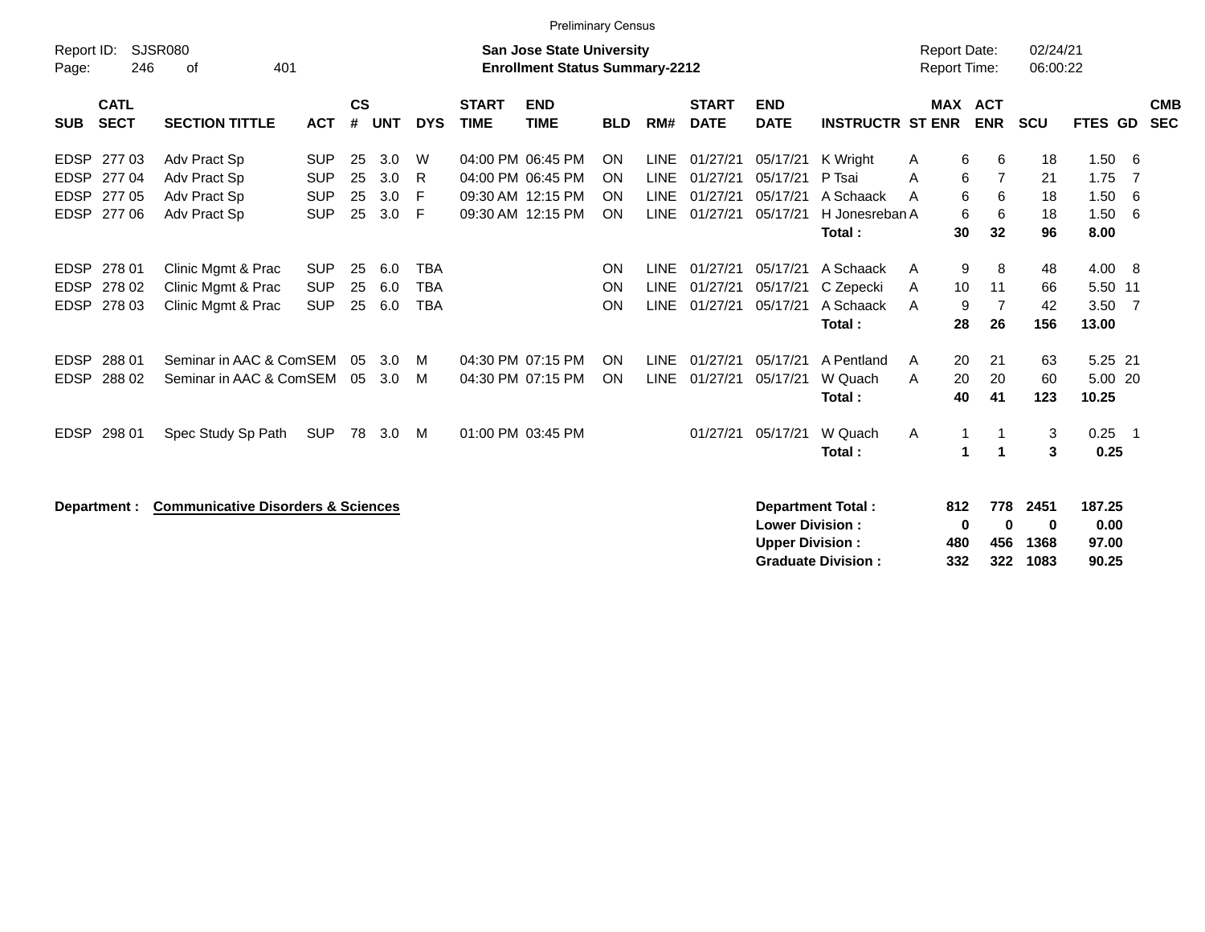Preliminary Census

Report ID: SJSR080

**San Jose State University**
**Enrollment Status Summary-2212**

Report Date: 02/24/21
Report Time: 06:00:22

| SUB | CATL SECT | SECTION TITTLE | ACT | CS # | UNT | DYS | START TIME | END TIME | BLD | RM# | START DATE | END DATE | INSTRUCTR | ST | MAX ENR | ACT ENR | SCU | FTES | GD | CMB SEC |
|---|---|---|---|---|---|---|---|---|---|---|---|---|---|---|---|---|---|---|---|---|
| EDSP | 277 03 | Adv Pract Sp | SUP | 25 | 3.0 | W | 04:00 PM | 06:45 PM | ON | LINE | 01/27/21 | 05/17/21 | K Wright | A | 6 | 6 | 18 | 1.50 | 6 | |
| EDSP | 277 04 | Adv Pract Sp | SUP | 25 | 3.0 | R | 04:00 PM | 06:45 PM | ON | LINE | 01/27/21 | 05/17/21 | P Tsai | A | 6 | 7 | 21 | 1.75 | 7 | |
| EDSP | 277 05 | Adv Pract Sp | SUP | 25 | 3.0 | F | 09:30 AM | 12:15 PM | ON | LINE | 01/27/21 | 05/17/21 | A Schaack | A | 6 | 6 | 18 | 1.50 | 6 | |
| EDSP | 277 06 | Adv Pract Sp | SUP | 25 | 3.0 | F | 09:30 AM | 12:15 PM | ON | LINE | 01/27/21 | 05/17/21 | H Jonesreban | A | 6 | 6 | 18 | 1.50 | 6 | |
| | | | | | | | | | | | | | **Total :** | | **30** | **32** | **96** | **8.00** | | |
| EDSP | 278 01 | Clinic Mgmt & Prac | SUP | 25 | 6.0 | TBA | | | ON | LINE | 01/27/21 | 05/17/21 | A Schaack | A | 9 | 8 | 48 | 4.00 | 8 | |
| EDSP | 278 02 | Clinic Mgmt & Prac | SUP | 25 | 6.0 | TBA | | | ON | LINE | 01/27/21 | 05/17/21 | C Zepecki | A | 10 | 11 | 66 | 5.50 | 11 | |
| EDSP | 278 03 | Clinic Mgmt & Prac | SUP | 25 | 6.0 | TBA | | | ON | LINE | 01/27/21 | 05/17/21 | A Schaack | A | 9 | 7 | 42 | 3.50 | 7 | |
| | | | | | | | | | | | | | **Total :** | | **28** | **26** | **156** | **13.00** | | |
| EDSP | 288 01 | Seminar in AAC & Com | SEM | 05 | 3.0 | M | 04:30 PM | 07:15 PM | ON | LINE | 01/27/21 | 05/17/21 | A Pentland | A | 20 | 21 | 63 | 5.25 | 21 | |
| EDSP | 288 02 | Seminar in AAC & Com | SEM | 05 | 3.0 | M | 04:30 PM | 07:15 PM | ON | LINE | 01/27/21 | 05/17/21 | W Quach | A | 20 | 20 | 60 | 5.00 | 20 | |
| | | | | | | | | | | | | | **Total :** | | **40** | **41** | **123** | **10.25** | | |
| EDSP | 298 01 | Spec Study Sp Path | SUP | 78 | 3.0 | M | 01:00 PM | 03:45 PM | | | 01/27/21 | 05/17/21 | W Quach | A | 1 | 1 | 3 | 0.25 | 1 | |
| | | | | | | | | | | | | | **Total :** | | **1** | **1** | **3** | **0.25** | | |

**Department :** **Communicative Disorders & Sciences**

| | MAX ENR | ACT ENR | SCU | FTES |
|---|---|---|---|---|
| **Department Total :** | **812** | **778** | **2451** | **187.25** |
| **Lower Division :** | **0** | **0** | **0** | **0.00** |
| **Upper Division :** | **480** | **456** | **1368** | **97.00** |
| **Graduate Division :** | **332** | **322** | **1083** | **90.25** |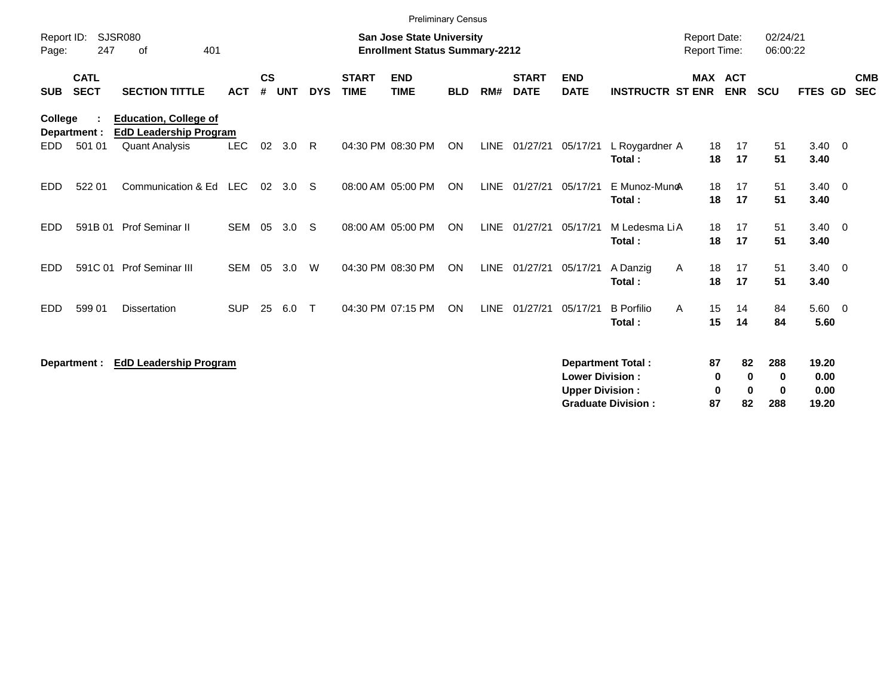Preliminary Census

Report ID: SJSR080
Page: 247 of 401

**San Jose State University**
**Enrollment Status Summary-2212**

Report Date: 02/24/21
Report Time: 06:00:22

**College : Education, College of**
**Department : EdD Leadership Program**

| SUB | CATL SECT | SECTION TITTLE | ACT | CS # | UNT | DYS | START TIME | END TIME | BLD | RM# | START DATE | END DATE | INSTRUCTR | ST | MAX ENR | ACT ENR | SCU | FTES | GD | CMB SEC |
|---|---|---|---|---|---|---|---|---|---|---|---|---|---|---|---|---|---|---|---|---|
| EDD | 501 01 | Quant Analysis | LEC | 02 | 3.0 | R | 04:30 PM | 08:30 PM | ON | LINE | 01/27/21 | 05/17/21 | L Roygardner | A | 18 | 17 | 51 | 3.40 | 0 | |
| | | | | | | | | | | | | | **Total :** | | **18** | **17** | **51** | **3.40** | | |
| EDD | 522 01 | Communication & Ed | LEC | 02 | 3.0 | S | 08:00 AM | 05:00 PM | ON | LINE | 01/27/21 | 05/17/21 | E Munoz-Muno | A | 18 | 17 | 51 | 3.40 | 0 | |
| | | | | | | | | | | | | | **Total :** | | **18** | **17** | **51** | **3.40** | | |
| EDD | 591B 01 | Prof Seminar II | SEM | 05 | 3.0 | S | 08:00 AM | 05:00 PM | ON | LINE | 01/27/21 | 05/17/21 | M Ledesma Li | A | 18 | 17 | 51 | 3.40 | 0 | |
| | | | | | | | | | | | | | **Total :** | | **18** | **17** | **51** | **3.40** | | |
| EDD | 591C 01 | Prof Seminar III | SEM | 05 | 3.0 | W | 04:30 PM | 08:30 PM | ON | LINE | 01/27/21 | 05/17/21 | A Danzig | A | 18 | 17 | 51 | 3.40 | 0 | |
| | | | | | | | | | | | | | **Total :** | | **18** | **17** | **51** | **3.40** | | |
| EDD | 599 01 | Dissertation | SUP | 25 | 6.0 | T | 04:30 PM | 07:15 PM | ON | LINE | 01/27/21 | 05/17/21 | B Porfilio | A | 15 | 14 | 84 | 5.60 | 0 | |
| | | | | | | | | | | | | | **Total :** | | **15** | **14** | **84** | **5.60** | | |

**Department : EdD Leadership Program**

| | MAX ENR | ACT ENR | SCU | FTES |
|---|---|---|---|---|
| **Department Total :** | **87** | **82** | **288** | **19.20** |
| **Lower Division :** | **0** | **0** | **0** | **0.00** |
| **Upper Division :** | **0** | **0** | **0** | **0.00** |
| **Graduate Division :** | **87** | **82** | **288** | **19.20** |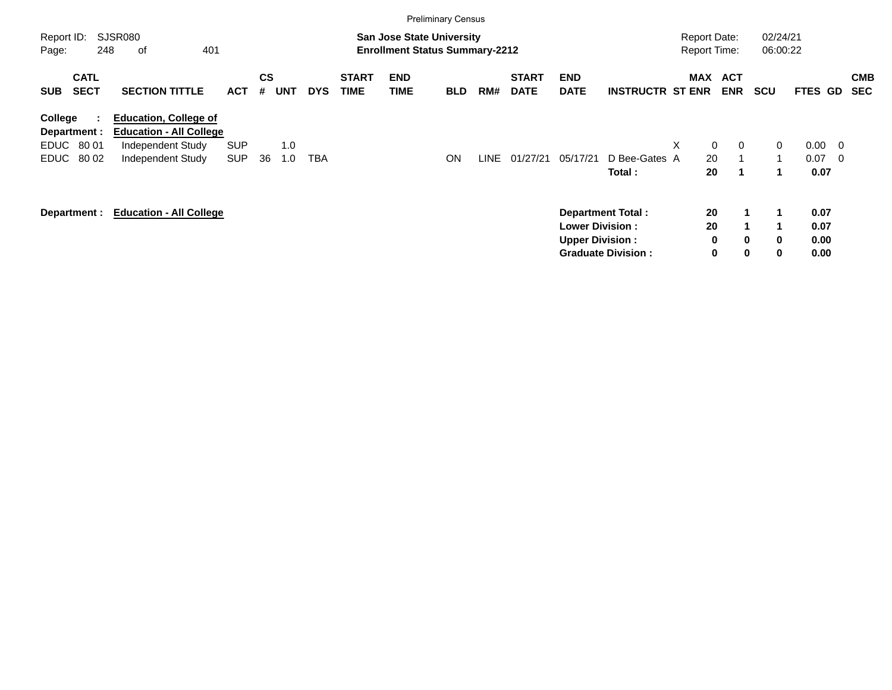Preliminary Census

Report ID: SJSR080

**San Jose State University**
**Enrollment Status Summary-2212**

Report Date: 02/24/21
Report Time: 06:00:22

| SUB | CATL SECT | SECTION TITTLE | ACT | CS # | UNT | DYS | START TIME | END TIME | BLD | RM# | START DATE | END DATE | INSTRUCTR | ST | MAX ENR | ACT ENR | SCU | FTES | GD | CMB SEC |
|---|---|---|---|---|---|---|---|---|---|---|---|---|---|---|---|---|---|---|---|---|
| **College :** | | **Education, College of** | | | | | | | | | | | | | | | | | | |
| **Department :** | | **Education - All College** | | | | | | | | | | | | | | | | | | |
| EDUC | 80 01 | Independent Study | SUP | | 1.0 | | | | | | | | | X | 0 | 0 | 0 | 0.00 | 0 | |
| EDUC | 80 02 | Independent Study | SUP | 36 | 1.0 | TBA | | | ON | LINE | 01/27/21 | 05/17/21 | D Bee-Gates | A | 20 | 1 | 1 | 0.07 | 0 | |
| | | | | | | | | | | | | | **Total :** | | **20** | **1** | **1** | **0.07** | | |

**Department : Education - All College**

| | MAX ENR | ACT ENR | SCU | FTES |
|---|---|---|---|---|
| **Department Total :** | **20** | **1** | **1** | **0.07** |
| **Lower Division :** | **20** | **1** | **1** | **0.07** |
| **Upper Division :** | **0** | **0** | **0** | **0.00** |
| **Graduate Division :** | **0** | **0** | **0** | **0.00** |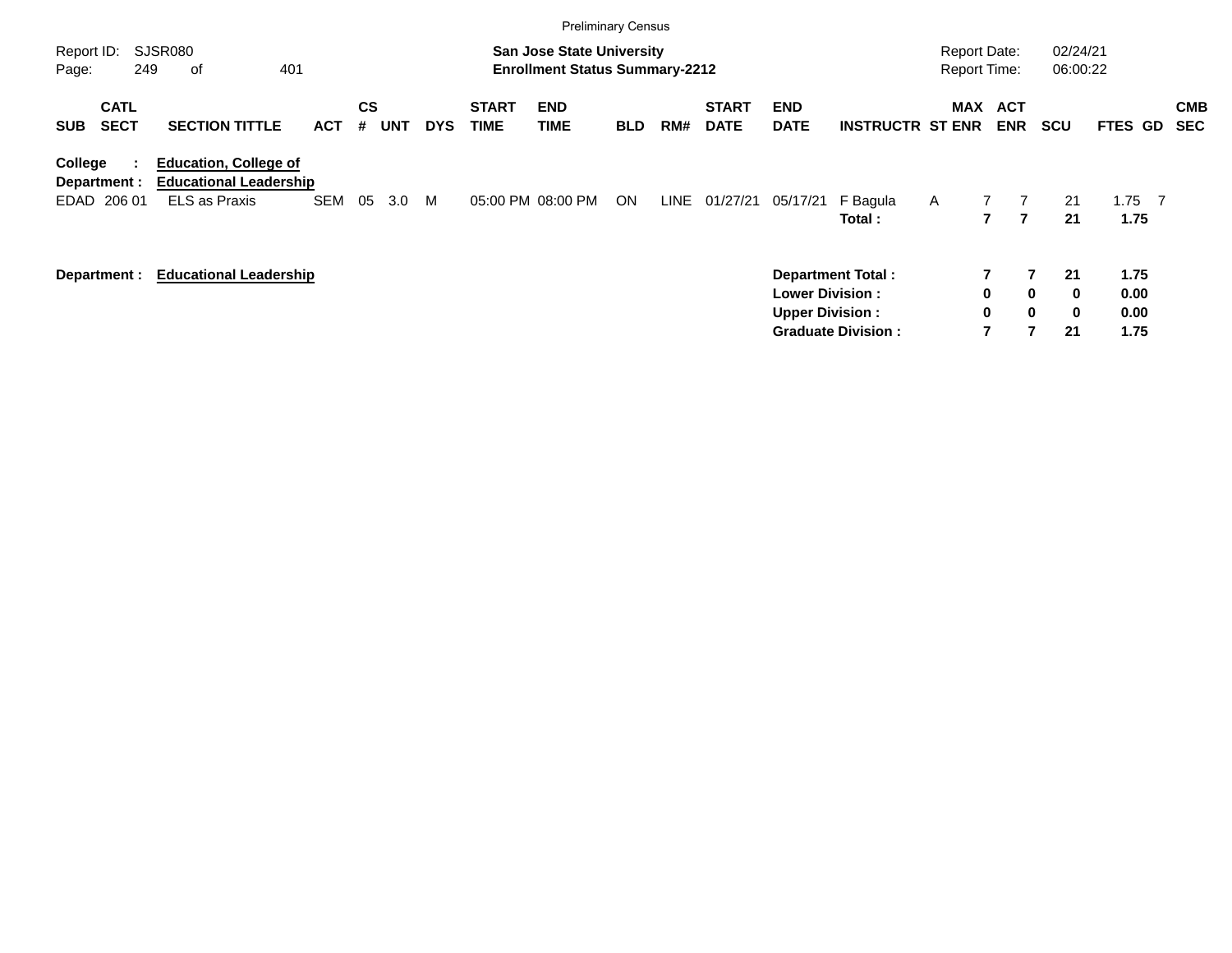Preliminary Census

**San Jose State University**
**Enrollment Status Summary-2212**

Report ID: SJSR080
Report Date: 02/24/21
Report Time: 06:00:22

| SUB | CATL SECT | SECTION TITTLE | ACT | CS # | UNT | DYS | START TIME | END TIME | BLD | RM# | START DATE | END DATE | INSTRUCTR | ST | MAX ENR | ACT ENR | SCU | FTES | GD | CMB SEC |
|---|---|---|---|---|---|---|---|---|---|---|---|---|---|---|---|---|---|---|---|---|
| **College :** | | **Education, College of** | | | | | | | | | | | | | | | | | | |
| **Department :** | | **Educational Leadership** | | | | | | | | | | | | | | | | | | |
| EDAD | 206 01 | ELS as Praxis | SEM | 05 | 3.0 | M | 05:00 PM | 08:00 PM | ON | LINE | 01/27/21 | 05/17/21 | F Bagula | A | 7 | 7 | 21 | 1.75 | 7 | |
| | | | | | | | | | | | | | **Total :** | | **7** | **7** | **21** | **1.75** | | |

| Department : | Educational Leadership | | MAX ENR | ACT ENR | SCU | FTES |
|---|---|---|---|---|---|---|
| | | **Department Total :** | **7** | **7** | **21** | **1.75** |
| | | **Lower Division :** | **0** | **0** | **0** | **0.00** |
| | | **Upper Division :** | **0** | **0** | **0** | **0.00** |
| | | **Graduate Division :** | **7** | **7** | **21** | **1.75** |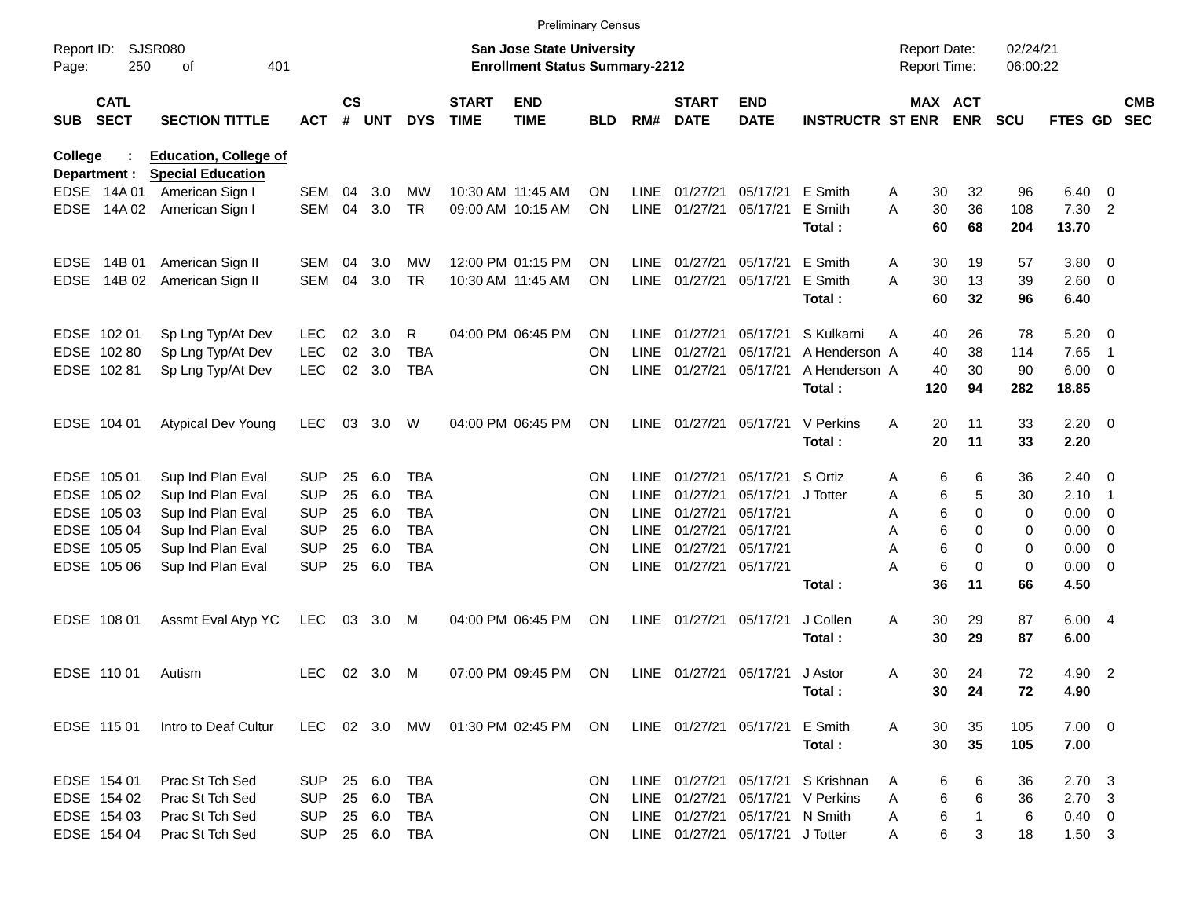Preliminary Census

Report ID: SJSR080

**San Jose State University**
**Enrollment Status Summary-2212**

Report Date: 02/24/21
Report Time: 06:00:22

**College : Education, College of**
**Department : Special Education**

| SUB | CATL SECT | SECTION TITTLE | ACT | CS # | UNT | DYS | START TIME | END TIME | BLD | RM# | START DATE | END DATE | INSTRUCTR | ST | MAX ENR | ACT ENR | SCU | FTES | GD | CMB SEC |
|---|---|---|---|---|---|---|---|---|---|---|---|---|---|---|---|---|---|---|---|---|
| EDSE | 14A 01 | American Sign I | SEM | 04 | 3.0 | MW | 10:30 AM | 11:45 AM | ON | LINE | 01/27/21 | 05/17/21 | E Smith | A | 30 | 32 | 96 | 6.40 | 0 | |
| EDSE | 14A 02 | American Sign I | SEM | 04 | 3.0 | TR | 09:00 AM | 10:15 AM | ON | LINE | 01/27/21 | 05/17/21 | E Smith | A | 30 | 36 | 108 | 7.30 | 2 | |
| | | | | | | | | | | | | | **Total :** | | **60** | **68** | **204** | **13.70** | | |
| EDSE | 14B 01 | American Sign II | SEM | 04 | 3.0 | MW | 12:00 PM | 01:15 PM | ON | LINE | 01/27/21 | 05/17/21 | E Smith | A | 30 | 19 | 57 | 3.80 | 0 | |
| EDSE | 14B 02 | American Sign II | SEM | 04 | 3.0 | TR | 10:30 AM | 11:45 AM | ON | LINE | 01/27/21 | 05/17/21 | E Smith | A | 30 | 13 | 39 | 2.60 | 0 | |
| | | | | | | | | | | | | | **Total :** | | **60** | **32** | **96** | **6.40** | | |
| EDSE | 102 01 | Sp Lng Typ/At Dev | LEC | 02 | 3.0 | R | 04:00 PM | 06:45 PM | ON | LINE | 01/27/21 | 05/17/21 | S Kulkarni | A | 40 | 26 | 78 | 5.20 | 0 | |
| EDSE | 102 80 | Sp Lng Typ/At Dev | LEC | 02 | 3.0 | TBA | | | ON | LINE | 01/27/21 | 05/17/21 | A Henderson | A | 40 | 38 | 114 | 7.65 | 1 | |
| EDSE | 102 81 | Sp Lng Typ/At Dev | LEC | 02 | 3.0 | TBA | | | ON | LINE | 01/27/21 | 05/17/21 | A Henderson | A | 40 | 30 | 90 | 6.00 | 0 | |
| | | | | | | | | | | | | | **Total :** | | **120** | **94** | **282** | **18.85** | | |
| EDSE | 104 01 | Atypical Dev Young | LEC | 03 | 3.0 | W | 04:00 PM | 06:45 PM | ON | LINE | 01/27/21 | 05/17/21 | V Perkins | A | 20 | 11 | 33 | 2.20 | 0 | |
| | | | | | | | | | | | | | **Total :** | | **20** | **11** | **33** | **2.20** | | |
| EDSE | 105 01 | Sup Ind Plan Eval | SUP | 25 | 6.0 | TBA | | | ON | LINE | 01/27/21 | 05/17/21 | S Ortiz | A | 6 | 6 | 36 | 2.40 | 0 | |
| EDSE | 105 02 | Sup Ind Plan Eval | SUP | 25 | 6.0 | TBA | | | ON | LINE | 01/27/21 | 05/17/21 | J Totter | A | 6 | 5 | 30 | 2.10 | 1 | |
| EDSE | 105 03 | Sup Ind Plan Eval | SUP | 25 | 6.0 | TBA | | | ON | LINE | 01/27/21 | 05/17/21 | | A | 6 | 0 | 0 | 0.00 | 0 | |
| EDSE | 105 04 | Sup Ind Plan Eval | SUP | 25 | 6.0 | TBA | | | ON | LINE | 01/27/21 | 05/17/21 | | A | 6 | 0 | 0 | 0.00 | 0 | |
| EDSE | 105 05 | Sup Ind Plan Eval | SUP | 25 | 6.0 | TBA | | | ON | LINE | 01/27/21 | 05/17/21 | | A | 6 | 0 | 0 | 0.00 | 0 | |
| EDSE | 105 06 | Sup Ind Plan Eval | SUP | 25 | 6.0 | TBA | | | ON | LINE | 01/27/21 | 05/17/21 | | A | 6 | 0 | 0 | 0.00 | 0 | |
| | | | | | | | | | | | | | **Total :** | | **36** | **11** | **66** | **4.50** | | |
| EDSE | 108 01 | Assmt Eval Atyp YC | LEC | 03 | 3.0 | M | 04:00 PM | 06:45 PM | ON | LINE | 01/27/21 | 05/17/21 | J Collen | A | 30 | 29 | 87 | 6.00 | 4 | |
| | | | | | | | | | | | | | **Total :** | | **30** | **29** | **87** | **6.00** | | |
| EDSE | 110 01 | Autism | LEC | 02 | 3.0 | M | 07:00 PM | 09:45 PM | ON | LINE | 01/27/21 | 05/17/21 | J Astor | A | 30 | 24 | 72 | 4.90 | 2 | |
| | | | | | | | | | | | | | **Total :** | | **30** | **24** | **72** | **4.90** | | |
| EDSE | 115 01 | Intro to Deaf Cultur | LEC | 02 | 3.0 | MW | 01:30 PM | 02:45 PM | ON | LINE | 01/27/21 | 05/17/21 | E Smith | A | 30 | 35 | 105 | 7.00 | 0 | |
| | | | | | | | | | | | | | **Total :** | | **30** | **35** | **105** | **7.00** | | |
| EDSE | 154 01 | Prac St Tch Sed | SUP | 25 | 6.0 | TBA | | | ON | LINE | 01/27/21 | 05/17/21 | S Krishnan | A | 6 | 6 | 36 | 2.70 | 3 | |
| EDSE | 154 02 | Prac St Tch Sed | SUP | 25 | 6.0 | TBA | | | ON | LINE | 01/27/21 | 05/17/21 | V Perkins | A | 6 | 6 | 36 | 2.70 | 3 | |
| EDSE | 154 03 | Prac St Tch Sed | SUP | 25 | 6.0 | TBA | | | ON | LINE | 01/27/21 | 05/17/21 | N Smith | A | 6 | 1 | 6 | 0.40 | 0 | |
| EDSE | 154 04 | Prac St Tch Sed | SUP | 25 | 6.0 | TBA | | | ON | LINE | 01/27/21 | 05/17/21 | J Totter | A | 6 | 3 | 18 | 1.50 | 3 | |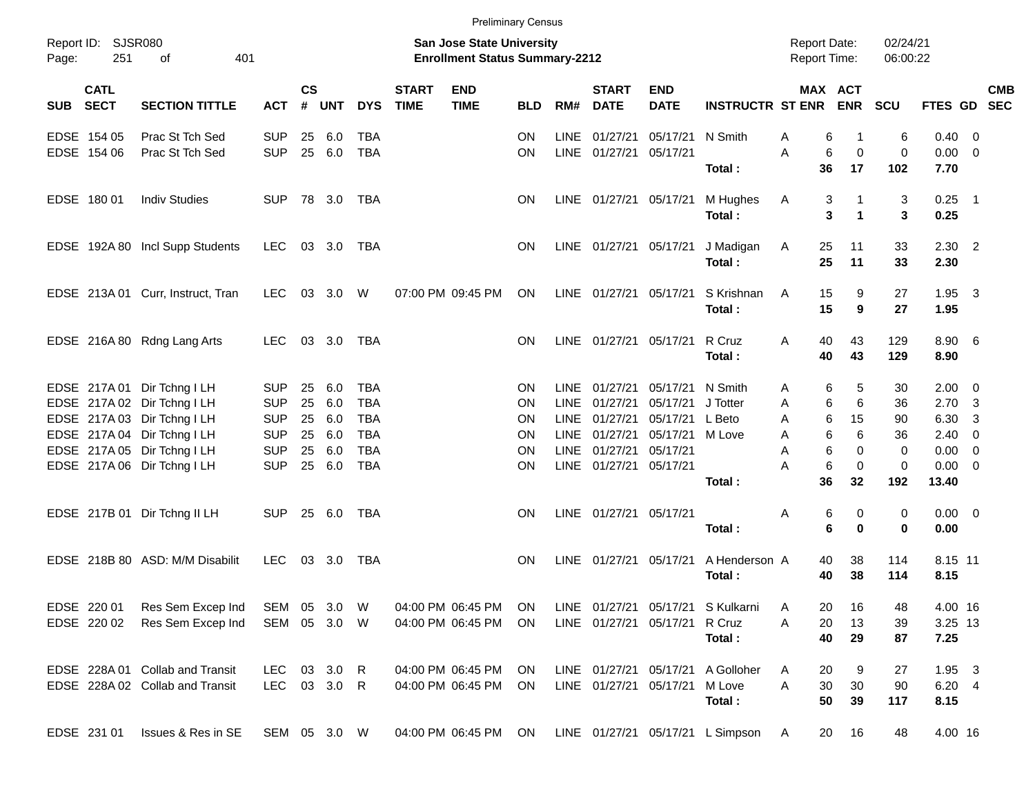Preliminary Census

Report ID: SJSR080
Page: 251 of 401

**San Jose State University**
**Enrollment Status Summary-2212**

Report Date: 02/24/21
Report Time: 06:00:22

| SUB | CATL SECT | SECTION TITTLE | ACT | CS # | UNT | DYS | START TIME | END TIME | BLD | RM# | START DATE | END DATE | INSTRUCTR | ST | MAX ENR | ACT ENR | SCU | FTES | GD | CMB SEC |
|---|---|---|---|---|---|---|---|---|---|---|---|---|---|---|---|---|---|---|---|---|
| EDSE | 154 05 | Prac St Tch Sed | SUP | 25 | 6.0 | TBA | | | ON | LINE | 01/27/21 | 05/17/21 | N Smith | A | 6 | 1 | 6 | 0.40 | 0 | |
| EDSE | 154 06 | Prac St Tch Sed | SUP | 25 | 6.0 | TBA | | | ON | LINE | 01/27/21 | 05/17/21 | | A | 6 | 0 | 0 | 0.00 | 0 | |
| | | | | | | | | | | | | | **Total :** | | **36** | **17** | **102** | **7.70** | | |
| EDSE | 180 01 | Indiv Studies | SUP | 78 | 3.0 | TBA | | | ON | LINE | 01/27/21 | 05/17/21 | M Hughes | A | 3 | 1 | 3 | 0.25 | 1 | |
| | | | | | | | | | | | | | **Total :** | | **3** | **1** | **3** | **0.25** | | |
| EDSE | 192A 80 | Incl Supp Students | LEC | 03 | 3.0 | TBA | | | ON | LINE | 01/27/21 | 05/17/21 | J Madigan | A | 25 | 11 | 33 | 2.30 | 2 | |
| | | | | | | | | | | | | | **Total :** | | **25** | **11** | **33** | **2.30** | | |
| EDSE | 213A 01 | Curr, Instruct, Tran | LEC | 03 | 3.0 | W | 07:00 PM | 09:45 PM | ON | LINE | 01/27/21 | 05/17/21 | S Krishnan | A | 15 | 9 | 27 | 1.95 | 3 | |
| | | | | | | | | | | | | | **Total :** | | **15** | **9** | **27** | **1.95** | | |
| EDSE | 216A 80 | Rdng Lang Arts | LEC | 03 | 3.0 | TBA | | | ON | LINE | 01/27/21 | 05/17/21 | R Cruz | A | 40 | 43 | 129 | 8.90 | 6 | |
| | | | | | | | | | | | | | **Total :** | | **40** | **43** | **129** | **8.90** | | |
| EDSE | 217A 01 | Dir Tchng I LH | SUP | 25 | 6.0 | TBA | | | ON | LINE | 01/27/21 | 05/17/21 | N Smith | A | 6 | 5 | 30 | 2.00 | 0 | |
| EDSE | 217A 02 | Dir Tchng I LH | SUP | 25 | 6.0 | TBA | | | ON | LINE | 01/27/21 | 05/17/21 | J Totter | A | 6 | 6 | 36 | 2.70 | 3 | |
| EDSE | 217A 03 | Dir Tchng I LH | SUP | 25 | 6.0 | TBA | | | ON | LINE | 01/27/21 | 05/17/21 | L Beto | A | 6 | 15 | 90 | 6.30 | 3 | |
| EDSE | 217A 04 | Dir Tchng I LH | SUP | 25 | 6.0 | TBA | | | ON | LINE | 01/27/21 | 05/17/21 | M Love | A | 6 | 6 | 36 | 2.40 | 0 | |
| EDSE | 217A 05 | Dir Tchng I LH | SUP | 25 | 6.0 | TBA | | | ON | LINE | 01/27/21 | 05/17/21 | | A | 6 | 0 | 0 | 0.00 | 0 | |
| EDSE | 217A 06 | Dir Tchng I LH | SUP | 25 | 6.0 | TBA | | | ON | LINE | 01/27/21 | 05/17/21 | | A | 6 | 0 | 0 | 0.00 | 0 | |
| | | | | | | | | | | | | | **Total :** | | **36** | **32** | **192** | **13.40** | | |
| EDSE | 217B 01 | Dir Tchng II LH | SUP | 25 | 6.0 | TBA | | | ON | LINE | 01/27/21 | 05/17/21 | | A | 6 | 0 | 0 | 0.00 | 0 | |
| | | | | | | | | | | | | | **Total :** | | **6** | **0** | **0** | **0.00** | | |
| EDSE | 218B 80 | ASD: M/M Disabilit | LEC | 03 | 3.0 | TBA | | | ON | LINE | 01/27/21 | 05/17/21 | A Henderson | A | 40 | 38 | 114 | 8.15 | 11 | |
| | | | | | | | | | | | | | **Total :** | | **40** | **38** | **114** | **8.15** | | |
| EDSE | 220 01 | Res Sem Excep Ind | SEM | 05 | 3.0 | W | 04:00 PM | 06:45 PM | ON | LINE | 01/27/21 | 05/17/21 | S Kulkarni | A | 20 | 16 | 48 | 4.00 | 16 | |
| EDSE | 220 02 | Res Sem Excep Ind | SEM | 05 | 3.0 | W | 04:00 PM | 06:45 PM | ON | LINE | 01/27/21 | 05/17/21 | R Cruz | A | 20 | 13 | 39 | 3.25 | 13 | |
| | | | | | | | | | | | | | **Total :** | | **40** | **29** | **87** | **7.25** | | |
| EDSE | 228A 01 | Collab and Transit | LEC | 03 | 3.0 | R | 04:00 PM | 06:45 PM | ON | LINE | 01/27/21 | 05/17/21 | A Golloher | A | 20 | 9 | 27 | 1.95 | 3 | |
| EDSE | 228A 02 | Collab and Transit | LEC | 03 | 3.0 | R | 04:00 PM | 06:45 PM | ON | LINE | 01/27/21 | 05/17/21 | M Love | A | 30 | 30 | 90 | 6.20 | 4 | |
| | | | | | | | | | | | | | **Total :** | | **50** | **39** | **117** | **8.15** | | |
| EDSE | 231 01 | Issues & Res in SE | SEM | 05 | 3.0 | W | 04:00 PM | 06:45 PM | ON | LINE | 01/27/21 | 05/17/21 | L Simpson | A | 20 | 16 | 48 | 4.00 | 16 | |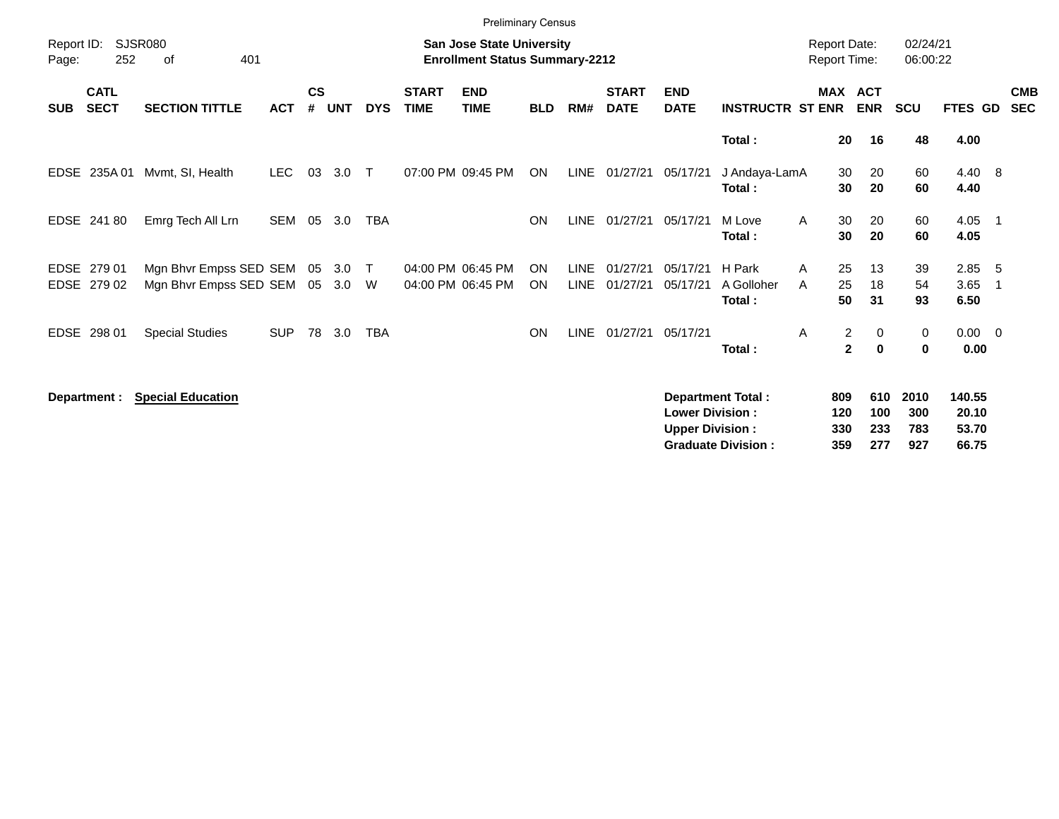Preliminary Census

Report ID: SJSR080

**San Jose State University**
**Enrollment Status Summary-2212**

Report Date: 02/24/21
Report Time: 06:00:22

| SUB | CATL SECT | SECTION TITTLE | ACT | CS # | UNT | DYS | START TIME | END TIME | BLD | RM# | START DATE | END DATE | INSTRUCTR | ST | MAX ENR | ACT ENR | SCU | FTES | GD | CMB SEC |
|---|---|---|---|---|---|---|---|---|---|---|---|---|---|---|---|---|---|---|---|---|
| | | | | | | | | | | | | | **Total :** | | **20** | **16** | **48** | **4.00** | | |
| EDSE | 235A 01 | Mvmt, SI, Health | LEC | 03 | 3.0 | T | 07:00 PM | 09:45 PM | ON | LINE | 01/27/21 | 05/17/21 | J Andaya-Lam | A | 30 | 20 | 60 | 4.40 | 8 | |
| | | | | | | | | | | | | | **Total :** | | **30** | **20** | **60** | **4.40** | | |
| EDSE | 241 80 | Emrg Tech All Lrn | SEM | 05 | 3.0 | TBA | | | ON | LINE | 01/27/21 | 05/17/21 | M Love | A | 30 | 20 | 60 | 4.05 | 1 | |
| | | | | | | | | | | | | | **Total :** | | **30** | **20** | **60** | **4.05** | | |
| EDSE | 279 01 | Mgn Bhvr Empss SED | SEM | 05 | 3.0 | T | 04:00 PM | 06:45 PM | ON | LINE | 01/27/21 | 05/17/21 | H Park | A | 25 | 13 | 39 | 2.85 | 5 | |
| EDSE | 279 02 | Mgn Bhvr Empss SED | SEM | 05 | 3.0 | W | 04:00 PM | 06:45 PM | ON | LINE | 01/27/21 | 05/17/21 | A Golloher | A | 25 | 18 | 54 | 3.65 | 1 | |
| | | | | | | | | | | | | | **Total :** | | **50** | **31** | **93** | **6.50** | | |
| EDSE | 298 01 | Special Studies | SUP | 78 | 3.0 | TBA | | | ON | LINE | 01/27/21 | 05/17/21 | | A | 2 | 0 | 0 | 0.00 | 0 | |
| | | | | | | | | | | | | | **Total :** | | **2** | **0** | **0** | **0.00** | | |

**Department :** **Special Education**

| | MAX ENR | ACT ENR | SCU | FTES |
|---|---|---|---|---|
| **Department Total :** | **809** | **610** | **2010** | **140.55** |
| **Lower Division :** | **120** | **100** | **300** | **20.10** |
| **Upper Division :** | **330** | **233** | **783** | **53.70** |
| **Graduate Division :** | **359** | **277** | **927** | **66.75** |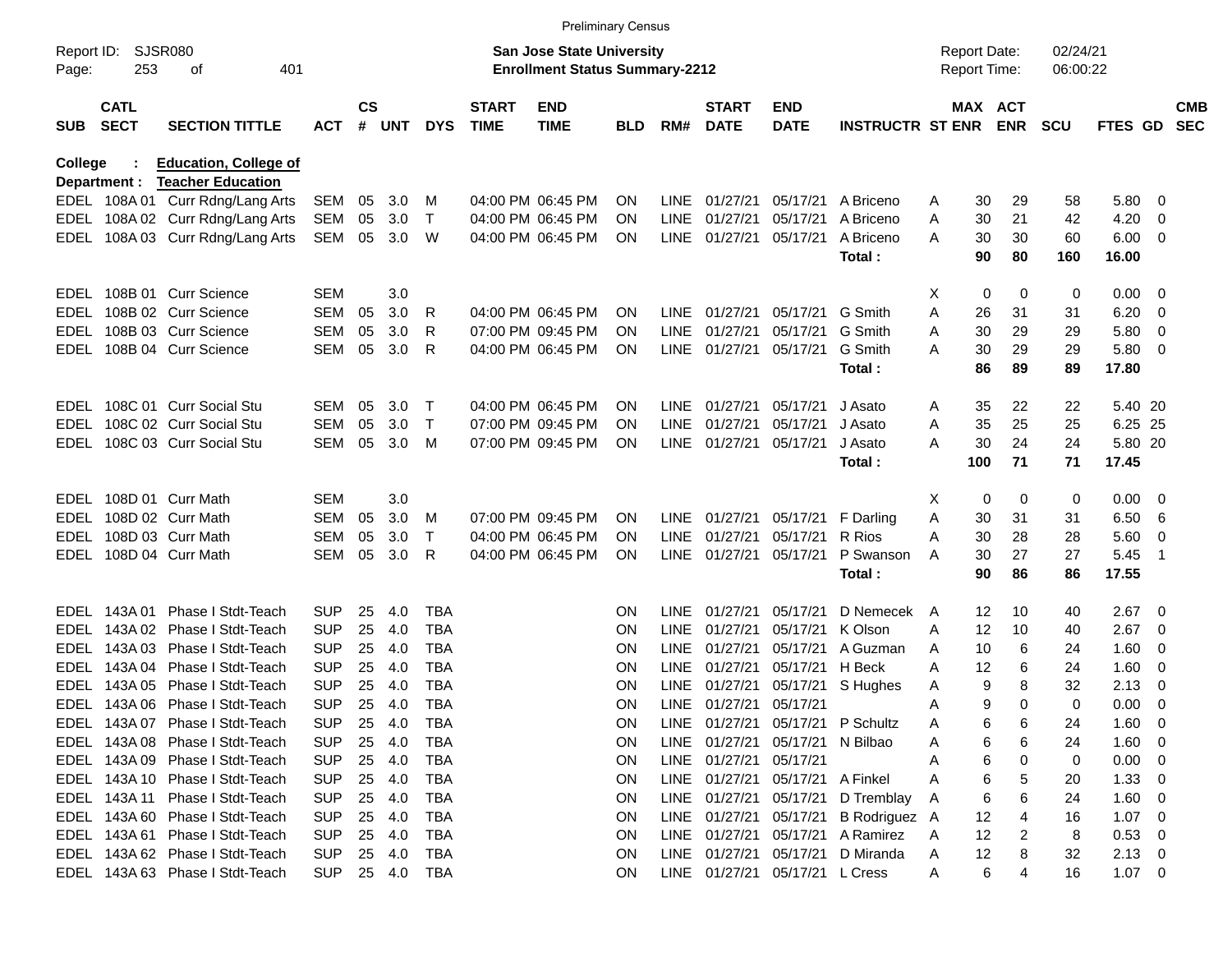Preliminary Census

Report ID: SJSR080

**San Jose State University**
**Enrollment Status Summary-2212**

Report Date: 02/24/21
Report Time: 06:00:22

**College : Education, College of**
**Department : Teacher Education**

| SUB | CATL SECT | SECTION TITTLE | ACT | CS # | UNT | DYS | START TIME | END TIME | BLD | RM# | START DATE | END DATE | INSTRUCTR | ST | MAX ENR | ACT ENR | SCU | FTES | GD | CMB SEC |
|---|---|---|---|---|---|---|---|---|---|---|---|---|---|---|---|---|---|---|---|---|
| EDEL | 108A 01 | Curr Rdng/Lang Arts | SEM | 05 | 3.0 | M | 04:00 PM | 06:45 PM | ON | LINE | 01/27/21 | 05/17/21 | A Briceno | A | 30 | 29 | 58 | 5.80 | 0 | |
| EDEL | 108A 02 | Curr Rdng/Lang Arts | SEM | 05 | 3.0 | T | 04:00 PM | 06:45 PM | ON | LINE | 01/27/21 | 05/17/21 | A Briceno | A | 30 | 21 | 42 | 4.20 | 0 | |
| EDEL | 108A 03 | Curr Rdng/Lang Arts | SEM | 05 | 3.0 | W | 04:00 PM | 06:45 PM | ON | LINE | 01/27/21 | 05/17/21 | A Briceno | A | 30 | 30 | 60 | 6.00 | 0 | |
| | | | | | | | | | | | | | **Total :** | | **90** | **80** | **160** | **16.00** | | |
| EDEL | 108B 01 | Curr Science | SEM | | 3.0 | | | | | | | | | X | 0 | 0 | 0 | 0.00 | 0 | |
| EDEL | 108B 02 | Curr Science | SEM | 05 | 3.0 | R | 04:00 PM | 06:45 PM | ON | LINE | 01/27/21 | 05/17/21 | G Smith | A | 26 | 31 | 31 | 6.20 | 0 | |
| EDEL | 108B 03 | Curr Science | SEM | 05 | 3.0 | R | 07:00 PM | 09:45 PM | ON | LINE | 01/27/21 | 05/17/21 | G Smith | A | 30 | 29 | 29 | 5.80 | 0 | |
| EDEL | 108B 04 | Curr Science | SEM | 05 | 3.0 | R | 04:00 PM | 06:45 PM | ON | LINE | 01/27/21 | 05/17/21 | G Smith | A | 30 | 29 | 29 | 5.80 | 0 | |
| | | | | | | | | | | | | | **Total :** | | **86** | **89** | **89** | **17.80** | | |
| EDEL | 108C 01 | Curr Social Stu | SEM | 05 | 3.0 | T | 04:00 PM | 06:45 PM | ON | LINE | 01/27/21 | 05/17/21 | J Asato | A | 35 | 22 | 22 | 5.40 | 20 | |
| EDEL | 108C 02 | Curr Social Stu | SEM | 05 | 3.0 | T | 07:00 PM | 09:45 PM | ON | LINE | 01/27/21 | 05/17/21 | J Asato | A | 35 | 25 | 25 | 6.25 | 25 | |
| EDEL | 108C 03 | Curr Social Stu | SEM | 05 | 3.0 | M | 07:00 PM | 09:45 PM | ON | LINE | 01/27/21 | 05/17/21 | J Asato | A | 30 | 24 | 24 | 5.80 | 20 | |
| | | | | | | | | | | | | | **Total :** | | **100** | **71** | **71** | **17.45** | | |
| EDEL | 108D 01 | Curr Math | SEM | | 3.0 | | | | | | | | | X | 0 | 0 | 0 | 0.00 | 0 | |
| EDEL | 108D 02 | Curr Math | SEM | 05 | 3.0 | M | 07:00 PM | 09:45 PM | ON | LINE | 01/27/21 | 05/17/21 | F Darling | A | 30 | 31 | 31 | 6.50 | 6 | |
| EDEL | 108D 03 | Curr Math | SEM | 05 | 3.0 | T | 04:00 PM | 06:45 PM | ON | LINE | 01/27/21 | 05/17/21 | R Rios | A | 30 | 28 | 28 | 5.60 | 0 | |
| EDEL | 108D 04 | Curr Math | SEM | 05 | 3.0 | R | 04:00 PM | 06:45 PM | ON | LINE | 01/27/21 | 05/17/21 | P Swanson | A | 30 | 27 | 27 | 5.45 | 1 | |
| | | | | | | | | | | | | | **Total :** | | **90** | **86** | **86** | **17.55** | | |
| EDEL | 143A 01 | Phase I Stdt-Teach | SUP | 25 | 4.0 | TBA | | | ON | LINE | 01/27/21 | 05/17/21 | D Nemecek | A | 12 | 10 | 40 | 2.67 | 0 | |
| EDEL | 143A 02 | Phase I Stdt-Teach | SUP | 25 | 4.0 | TBA | | | ON | LINE | 01/27/21 | 05/17/21 | K Olson | A | 12 | 10 | 40 | 2.67 | 0 | |
| EDEL | 143A 03 | Phase I Stdt-Teach | SUP | 25 | 4.0 | TBA | | | ON | LINE | 01/27/21 | 05/17/21 | A Guzman | A | 10 | 6 | 24 | 1.60 | 0 | |
| EDEL | 143A 04 | Phase I Stdt-Teach | SUP | 25 | 4.0 | TBA | | | ON | LINE | 01/27/21 | 05/17/21 | H Beck | A | 12 | 6 | 24 | 1.60 | 0 | |
| EDEL | 143A 05 | Phase I Stdt-Teach | SUP | 25 | 4.0 | TBA | | | ON | LINE | 01/27/21 | 05/17/21 | S Hughes | A | 9 | 8 | 32 | 2.13 | 0 | |
| EDEL | 143A 06 | Phase I Stdt-Teach | SUP | 25 | 4.0 | TBA | | | ON | LINE | 01/27/21 | 05/17/21 | | A | 9 | 0 | 0 | 0.00 | 0 | |
| EDEL | 143A 07 | Phase I Stdt-Teach | SUP | 25 | 4.0 | TBA | | | ON | LINE | 01/27/21 | 05/17/21 | P Schultz | A | 6 | 6 | 24 | 1.60 | 0 | |
| EDEL | 143A 08 | Phase I Stdt-Teach | SUP | 25 | 4.0 | TBA | | | ON | LINE | 01/27/21 | 05/17/21 | N Bilbao | A | 6 | 6 | 24 | 1.60 | 0 | |
| EDEL | 143A 09 | Phase I Stdt-Teach | SUP | 25 | 4.0 | TBA | | | ON | LINE | 01/27/21 | 05/17/21 | | A | 6 | 0 | 0 | 0.00 | 0 | |
| EDEL | 143A 10 | Phase I Stdt-Teach | SUP | 25 | 4.0 | TBA | | | ON | LINE | 01/27/21 | 05/17/21 | A Finkel | A | 6 | 5 | 20 | 1.33 | 0 | |
| EDEL | 143A 11 | Phase I Stdt-Teach | SUP | 25 | 4.0 | TBA | | | ON | LINE | 01/27/21 | 05/17/21 | D Tremblay | A | 6 | 6 | 24 | 1.60 | 0 | |
| EDEL | 143A 60 | Phase I Stdt-Teach | SUP | 25 | 4.0 | TBA | | | ON | LINE | 01/27/21 | 05/17/21 | B Rodriguez | A | 12 | 4 | 16 | 1.07 | 0 | |
| EDEL | 143A 61 | Phase I Stdt-Teach | SUP | 25 | 4.0 | TBA | | | ON | LINE | 01/27/21 | 05/17/21 | A Ramirez | A | 12 | 2 | 8 | 0.53 | 0 | |
| EDEL | 143A 62 | Phase I Stdt-Teach | SUP | 25 | 4.0 | TBA | | | ON | LINE | 01/27/21 | 05/17/21 | D Miranda | A | 12 | 8 | 32 | 2.13 | 0 | |
| EDEL | 143A 63 | Phase I Stdt-Teach | SUP | 25 | 4.0 | TBA | | | ON | LINE | 01/27/21 | 05/17/21 | L Cress | A | 6 | 4 | 16 | 1.07 | 0 | |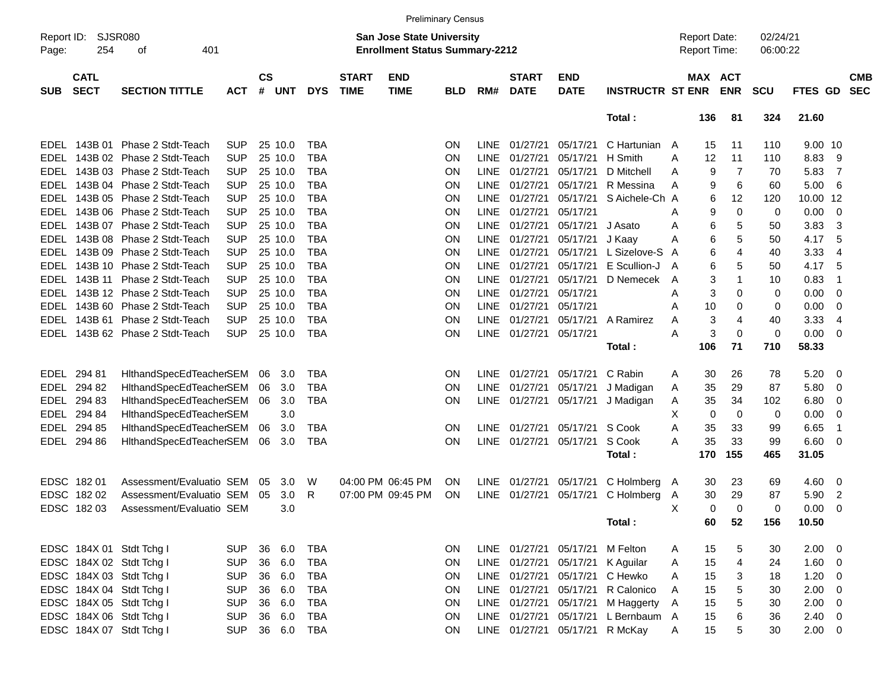Preliminary Census

Report ID: SJSR080
Page: 254 of 401

**San Jose State University**
**Enrollment Status Summary-2212**

Report Date: 02/24/21
Report Time: 06:00:22

| SUB | CATL SECT | SECTION TITTLE | ACT | CS # | UNT | DYS | START TIME | END TIME | BLD | RM# | START DATE | END DATE | INSTRUCTR | ST | MAX ENR | ACT ENR | SCU | FTES | GD | CMB SEC |
|---|---|---|---|---|---|---|---|---|---|---|---|---|---|---|---|---|---|---|---|---|
| | | | | | | | | | | | | | Total : | | 136 | 81 | 324 | 21.60 | | |
| EDEL | 143B 01 | Phase 2 Stdt-Teach | SUP | 25 | 10.0 | TBA | | | ON | LINE | 01/27/21 | 05/17/21 | C Hartunian | A | 15 | 11 | 110 | 9.00 | 10 | |
| EDEL | 143B 02 | Phase 2 Stdt-Teach | SUP | 25 | 10.0 | TBA | | | ON | LINE | 01/27/21 | 05/17/21 | H Smith | A | 12 | 11 | 110 | 8.83 | 9 | |
| EDEL | 143B 03 | Phase 2 Stdt-Teach | SUP | 25 | 10.0 | TBA | | | ON | LINE | 01/27/21 | 05/17/21 | D Mitchell | A | 9 | 7 | 70 | 5.83 | 7 | |
| EDEL | 143B 04 | Phase 2 Stdt-Teach | SUP | 25 | 10.0 | TBA | | | ON | LINE | 01/27/21 | 05/17/21 | R Messina | A | 9 | 6 | 60 | 5.00 | 6 | |
| EDEL | 143B 05 | Phase 2 Stdt-Teach | SUP | 25 | 10.0 | TBA | | | ON | LINE | 01/27/21 | 05/17/21 | S Aichele-Ch | A | 6 | 12 | 120 | 10.00 | 12 | |
| EDEL | 143B 06 | Phase 2 Stdt-Teach | SUP | 25 | 10.0 | TBA | | | ON | LINE | 01/27/21 | 05/17/21 | | A | 9 | 0 | 0 | 0.00 | 0 | |
| EDEL | 143B 07 | Phase 2 Stdt-Teach | SUP | 25 | 10.0 | TBA | | | ON | LINE | 01/27/21 | 05/17/21 | J Asato | A | 6 | 5 | 50 | 3.83 | 3 | |
| EDEL | 143B 08 | Phase 2 Stdt-Teach | SUP | 25 | 10.0 | TBA | | | ON | LINE | 01/27/21 | 05/17/21 | J Kaay | A | 6 | 5 | 50 | 4.17 | 5 | |
| EDEL | 143B 09 | Phase 2 Stdt-Teach | SUP | 25 | 10.0 | TBA | | | ON | LINE | 01/27/21 | 05/17/21 | L Sizelove-S | A | 6 | 4 | 40 | 3.33 | 4 | |
| EDEL | 143B 10 | Phase 2 Stdt-Teach | SUP | 25 | 10.0 | TBA | | | ON | LINE | 01/27/21 | 05/17/21 | E Scullion-J | A | 6 | 5 | 50 | 4.17 | 5 | |
| EDEL | 143B 11 | Phase 2 Stdt-Teach | SUP | 25 | 10.0 | TBA | | | ON | LINE | 01/27/21 | 05/17/21 | D Nemecek | A | 3 | 1 | 10 | 0.83 | 1 | |
| EDEL | 143B 12 | Phase 2 Stdt-Teach | SUP | 25 | 10.0 | TBA | | | ON | LINE | 01/27/21 | 05/17/21 | | A | 3 | 0 | 0 | 0.00 | 0 | |
| EDEL | 143B 60 | Phase 2 Stdt-Teach | SUP | 25 | 10.0 | TBA | | | ON | LINE | 01/27/21 | 05/17/21 | | A | 10 | 0 | 0 | 0.00 | 0 | |
| EDEL | 143B 61 | Phase 2 Stdt-Teach | SUP | 25 | 10.0 | TBA | | | ON | LINE | 01/27/21 | 05/17/21 | A Ramirez | A | 3 | 4 | 40 | 3.33 | 4 | |
| EDEL | 143B 62 | Phase 2 Stdt-Teach | SUP | 25 | 10.0 | TBA | | | ON | LINE | 01/27/21 | 05/17/21 | | A | 3 | 0 | 0 | 0.00 | 0 | |
| | | | | | | | | | | | | | Total : | | 106 | 71 | 710 | 58.33 | | |
| EDEL | 294 81 | HlthandSpecEdTeacher | SEM | 06 | 3.0 | TBA | | | ON | LINE | 01/27/21 | 05/17/21 | C Rabin | A | 30 | 26 | 78 | 5.20 | 0 | |
| EDEL | 294 82 | HlthandSpecEdTeacher | SEM | 06 | 3.0 | TBA | | | ON | LINE | 01/27/21 | 05/17/21 | J Madigan | A | 35 | 29 | 87 | 5.80 | 0 | |
| EDEL | 294 83 | HlthandSpecEdTeacher | SEM | 06 | 3.0 | TBA | | | ON | LINE | 01/27/21 | 05/17/21 | J Madigan | A | 35 | 34 | 102 | 6.80 | 0 | |
| EDEL | 294 84 | HlthandSpecEdTeacher | SEM | | 3.0 | | | | | | | | | X | 0 | 0 | 0 | 0.00 | 0 | |
| EDEL | 294 85 | HlthandSpecEdTeacher | SEM | 06 | 3.0 | TBA | | | ON | LINE | 01/27/21 | 05/17/21 | S Cook | A | 35 | 33 | 99 | 6.65 | 1 | |
| EDEL | 294 86 | HlthandSpecEdTeacher | SEM | 06 | 3.0 | TBA | | | ON | LINE | 01/27/21 | 05/17/21 | S Cook | A | 35 | 33 | 99 | 6.60 | 0 | |
| | | | | | | | | | | | | | Total : | | 170 | 155 | 465 | 31.05 | | |
| EDSC | 182 01 | Assessment/Evaluatio | SEM | 05 | 3.0 | W | 04:00 PM | 06:45 PM | ON | LINE | 01/27/21 | 05/17/21 | C Holmberg | A | 30 | 23 | 69 | 4.60 | 0 | |
| EDSC | 182 02 | Assessment/Evaluatio | SEM | 05 | 3.0 | R | 07:00 PM | 09:45 PM | ON | LINE | 01/27/21 | 05/17/21 | C Holmberg | A | 30 | 29 | 87 | 5.90 | 2 | |
| EDSC | 182 03 | Assessment/Evaluatio | SEM | | 3.0 | | | | | | | | | X | 0 | 0 | 0 | 0.00 | 0 | |
| | | | | | | | | | | | | | Total : | | 60 | 52 | 156 | 10.50 | | |
| EDSC | 184X 01 | Stdt Tchg I | SUP | 36 | 6.0 | TBA | | | ON | LINE | 01/27/21 | 05/17/21 | M Felton | A | 15 | 5 | 30 | 2.00 | 0 | |
| EDSC | 184X 02 | Stdt Tchg I | SUP | 36 | 6.0 | TBA | | | ON | LINE | 01/27/21 | 05/17/21 | K Aguilar | A | 15 | 4 | 24 | 1.60 | 0 | |
| EDSC | 184X 03 | Stdt Tchg I | SUP | 36 | 6.0 | TBA | | | ON | LINE | 01/27/21 | 05/17/21 | C Hewko | A | 15 | 3 | 18 | 1.20 | 0 | |
| EDSC | 184X 04 | Stdt Tchg I | SUP | 36 | 6.0 | TBA | | | ON | LINE | 01/27/21 | 05/17/21 | R Calonico | A | 15 | 5 | 30 | 2.00 | 0 | |
| EDSC | 184X 05 | Stdt Tchg I | SUP | 36 | 6.0 | TBA | | | ON | LINE | 01/27/21 | 05/17/21 | M Haggerty | A | 15 | 5 | 30 | 2.00 | 0 | |
| EDSC | 184X 06 | Stdt Tchg I | SUP | 36 | 6.0 | TBA | | | ON | LINE | 01/27/21 | 05/17/21 | L Bernbaum | A | 15 | 6 | 36 | 2.40 | 0 | |
| EDSC | 184X 07 | Stdt Tchg I | SUP | 36 | 6.0 | TBA | | | ON | LINE | 01/27/21 | 05/17/21 | R McKay | A | 15 | 5 | 30 | 2.00 | 0 | |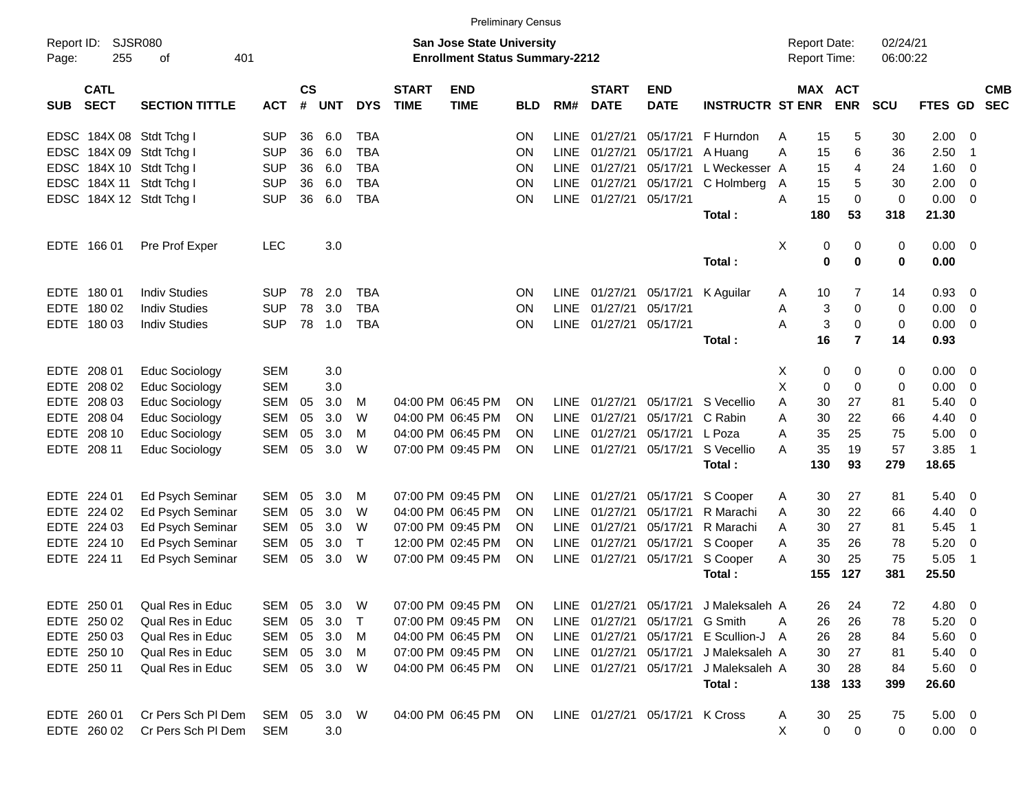Preliminary Census

Report ID: SJSR080

**San Jose State University**
**Enrollment Status Summary-2212**

Report Date: 02/24/21
Report Time: 06:00:22

| SUB | CATL SECT | SECTION TITTLE | ACT | CS # | UNT | DYS | START TIME | END TIME | BLD | RM# | START DATE | END DATE | INSTRUCTR | ST | MAX ENR | ACT ENR | SCU | FTES | GD | CMB SEC |
|---|---|---|---|---|---|---|---|---|---|---|---|---|---|---|---|---|---|---|---|---|
| EDSC | 184X 08 | Stdt Tchg I | SUP | 36 | 6.0 | TBA | | | ON | LINE | 01/27/21 | 05/17/21 | F Hurndon | A | 15 | 5 | 30 | 2.00 | 0 | |
| EDSC | 184X 09 | Stdt Tchg I | SUP | 36 | 6.0 | TBA | | | ON | LINE | 01/27/21 | 05/17/21 | A Huang | A | 15 | 6 | 36 | 2.50 | 1 | |
| EDSC | 184X 10 | Stdt Tchg I | SUP | 36 | 6.0 | TBA | | | ON | LINE | 01/27/21 | 05/17/21 | L Weckesser | A | 15 | 4 | 24 | 1.60 | 0 | |
| EDSC | 184X 11 | Stdt Tchg I | SUP | 36 | 6.0 | TBA | | | ON | LINE | 01/27/21 | 05/17/21 | C Holmberg | A | 15 | 5 | 30 | 2.00 | 0 | |
| EDSC | 184X 12 | Stdt Tchg I | SUP | 36 | 6.0 | TBA | | | ON | LINE | 01/27/21 | 05/17/21 | | A | 15 | 0 | 0 | 0.00 | 0 | |
| | | | | | | | | | | | | | **Total :** | | **180** | **53** | **318** | **21.30** | | |
| EDTE | 166 01 | Pre Prof Exper | LEC | | 3.0 | | | | | | | | | X | 0 | 0 | 0 | 0.00 | 0 | |
| | | | | | | | | | | | | | **Total :** | | **0** | **0** | **0** | **0.00** | | |
| EDTE | 180 01 | Indiv Studies | SUP | 78 | 2.0 | TBA | | | ON | LINE | 01/27/21 | 05/17/21 | K Aguilar | A | 10 | 7 | 14 | 0.93 | 0 | |
| EDTE | 180 02 | Indiv Studies | SUP | 78 | 3.0 | TBA | | | ON | LINE | 01/27/21 | 05/17/21 | | A | 3 | 0 | 0 | 0.00 | 0 | |
| EDTE | 180 03 | Indiv Studies | SUP | 78 | 1.0 | TBA | | | ON | LINE | 01/27/21 | 05/17/21 | | A | 3 | 0 | 0 | 0.00 | 0 | |
| | | | | | | | | | | | | | **Total :** | | **16** | **7** | **14** | **0.93** | | |
| EDTE | 208 01 | Educ Sociology | SEM | | 3.0 | | | | | | | | | X | 0 | 0 | 0 | 0.00 | 0 | |
| EDTE | 208 02 | Educ Sociology | SEM | | 3.0 | | | | | | | | | X | 0 | 0 | 0 | 0.00 | 0 | |
| EDTE | 208 03 | Educ Sociology | SEM | 05 | 3.0 | M | 04:00 PM | 06:45 PM | ON | LINE | 01/27/21 | 05/17/21 | S Vecellio | A | 30 | 27 | 81 | 5.40 | 0 | |
| EDTE | 208 04 | Educ Sociology | SEM | 05 | 3.0 | W | 04:00 PM | 06:45 PM | ON | LINE | 01/27/21 | 05/17/21 | C Rabin | A | 30 | 22 | 66 | 4.40 | 0 | |
| EDTE | 208 10 | Educ Sociology | SEM | 05 | 3.0 | M | 04:00 PM | 06:45 PM | ON | LINE | 01/27/21 | 05/17/21 | L Poza | A | 35 | 25 | 75 | 5.00 | 0 | |
| EDTE | 208 11 | Educ Sociology | SEM | 05 | 3.0 | W | 07:00 PM | 09:45 PM | ON | LINE | 01/27/21 | 05/17/21 | S Vecellio | A | 35 | 19 | 57 | 3.85 | 1 | |
| | | | | | | | | | | | | | **Total :** | | **130** | **93** | **279** | **18.65** | | |
| EDTE | 224 01 | Ed Psych Seminar | SEM | 05 | 3.0 | M | 07:00 PM | 09:45 PM | ON | LINE | 01/27/21 | 05/17/21 | S Cooper | A | 30 | 27 | 81 | 5.40 | 0 | |
| EDTE | 224 02 | Ed Psych Seminar | SEM | 05 | 3.0 | W | 04:00 PM | 06:45 PM | ON | LINE | 01/27/21 | 05/17/21 | R Marachi | A | 30 | 22 | 66 | 4.40 | 0 | |
| EDTE | 224 03 | Ed Psych Seminar | SEM | 05 | 3.0 | W | 07:00 PM | 09:45 PM | ON | LINE | 01/27/21 | 05/17/21 | R Marachi | A | 30 | 27 | 81 | 5.45 | 1 | |
| EDTE | 224 10 | Ed Psych Seminar | SEM | 05 | 3.0 | T | 12:00 PM | 02:45 PM | ON | LINE | 01/27/21 | 05/17/21 | S Cooper | A | 35 | 26 | 78 | 5.20 | 0 | |
| EDTE | 224 11 | Ed Psych Seminar | SEM | 05 | 3.0 | W | 07:00 PM | 09:45 PM | ON | LINE | 01/27/21 | 05/17/21 | S Cooper | A | 30 | 25 | 75 | 5.05 | 1 | |
| | | | | | | | | | | | | | **Total :** | | **155** | **127** | **381** | **25.50** | | |
| EDTE | 250 01 | Qual Res in Educ | SEM | 05 | 3.0 | W | 07:00 PM | 09:45 PM | ON | LINE | 01/27/21 | 05/17/21 | J Maleksaleh | A | 26 | 24 | 72 | 4.80 | 0 | |
| EDTE | 250 02 | Qual Res in Educ | SEM | 05 | 3.0 | T | 07:00 PM | 09:45 PM | ON | LINE | 01/27/21 | 05/17/21 | G Smith | A | 26 | 26 | 78 | 5.20 | 0 | |
| EDTE | 250 03 | Qual Res in Educ | SEM | 05 | 3.0 | M | 04:00 PM | 06:45 PM | ON | LINE | 01/27/21 | 05/17/21 | E Scullion-J | A | 26 | 28 | 84 | 5.60 | 0 | |
| EDTE | 250 10 | Qual Res in Educ | SEM | 05 | 3.0 | M | 07:00 PM | 09:45 PM | ON | LINE | 01/27/21 | 05/17/21 | J Maleksaleh | A | 30 | 27 | 81 | 5.40 | 0 | |
| EDTE | 250 11 | Qual Res in Educ | SEM | 05 | 3.0 | W | 04:00 PM | 06:45 PM | ON | LINE | 01/27/21 | 05/17/21 | J Maleksaleh | A | 30 | 28 | 84 | 5.60 | 0 | |
| | | | | | | | | | | | | | **Total :** | | **138** | **133** | **399** | **26.60** | | |
| EDTE | 260 01 | Cr Pers Sch Pl Dem | SEM | 05 | 3.0 | W | 04:00 PM | 06:45 PM | ON | LINE | 01/27/21 | 05/17/21 | K Cross | A | 30 | 25 | 75 | 5.00 | 0 | |
| EDTE | 260 02 | Cr Pers Sch Pl Dem | SEM | | 3.0 | | | | | | | | | X | 0 | 0 | 0 | 0.00 | 0 | |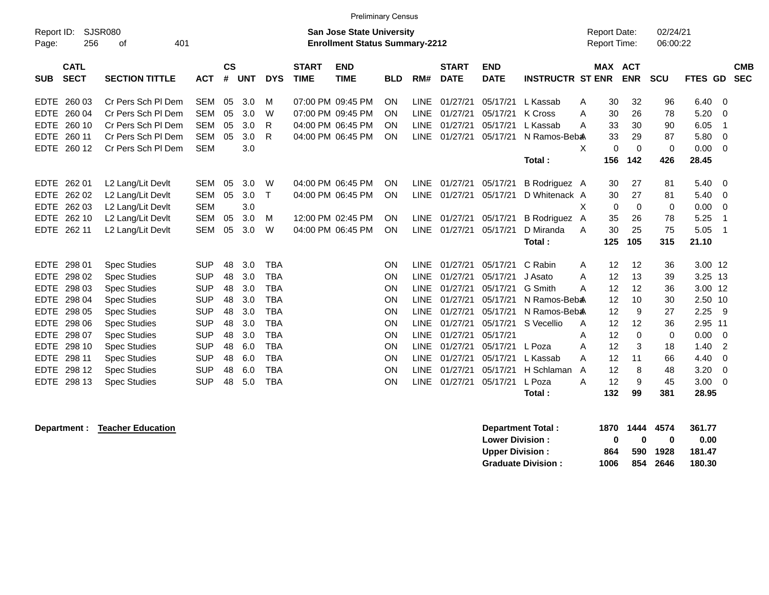Preliminary Census

Report ID: SJSR080
Page: 256 of 401

**San Jose State University**
**Enrollment Status Summary-2212**

Report Date: 02/24/21
Report Time: 06:00:22

| SUB | CATL SECT | SECTION TITTLE | ACT | CS # | UNT | DYS | START TIME | END TIME | BLD | RM# | START DATE | END DATE | INSTRUCTR | ST | MAX ENR | ACT ENR | SCU | FTES | GD | CMB SEC |
|---|---|---|---|---|---|---|---|---|---|---|---|---|---|---|---|---|---|---|---|---|
| EDTE | 260 03 | Cr Pers Sch Pl Dem | SEM | 05 | 3.0 | M | 07:00 PM | 09:45 PM | ON | LINE | 01/27/21 | 05/17/21 | L Kassab | A | 30 | 32 | 96 | 6.40 | 0 | |
| EDTE | 260 04 | Cr Pers Sch Pl Dem | SEM | 05 | 3.0 | W | 07:00 PM | 09:45 PM | ON | LINE | 01/27/21 | 05/17/21 | K Cross | A | 30 | 26 | 78 | 5.20 | 0 | |
| EDTE | 260 10 | Cr Pers Sch Pl Dem | SEM | 05 | 3.0 | R | 04:00 PM | 06:45 PM | ON | LINE | 01/27/21 | 05/17/21 | L Kassab | A | 33 | 30 | 90 | 6.05 | 1 | |
| EDTE | 260 11 | Cr Pers Sch Pl Dem | SEM | 05 | 3.0 | R | 04:00 PM | 06:45 PM | ON | LINE | 01/27/21 | 05/17/21 | N Ramos-Beba | A | 33 | 29 | 87 | 5.80 | 0 | |
| EDTE | 260 12 | Cr Pers Sch Pl Dem | SEM | | 3.0 | | | | | | | | | X | 0 | 0 | 0 | 0.00 | 0 | |
| | | | | | | | | | | | | | **Total :** | | **156** | **142** | **426** | **28.45** | | |
| EDTE | 262 01 | L2 Lang/Lit Devlt | SEM | 05 | 3.0 | W | 04:00 PM | 06:45 PM | ON | LINE | 01/27/21 | 05/17/21 | B Rodriguez | A | 30 | 27 | 81 | 5.40 | 0 | |
| EDTE | 262 02 | L2 Lang/Lit Devlt | SEM | 05 | 3.0 | T | 04:00 PM | 06:45 PM | ON | LINE | 01/27/21 | 05/17/21 | D Whitenack | A | 30 | 27 | 81 | 5.40 | 0 | |
| EDTE | 262 03 | L2 Lang/Lit Devlt | SEM | | 3.0 | | | | | | | | | X | 0 | 0 | 0 | 0.00 | 0 | |
| EDTE | 262 10 | L2 Lang/Lit Devlt | SEM | 05 | 3.0 | M | 12:00 PM | 02:45 PM | ON | LINE | 01/27/21 | 05/17/21 | B Rodriguez | A | 35 | 26 | 78 | 5.25 | 1 | |
| EDTE | 262 11 | L2 Lang/Lit Devlt | SEM | 05 | 3.0 | W | 04:00 PM | 06:45 PM | ON | LINE | 01/27/21 | 05/17/21 | D Miranda | A | 30 | 25 | 75 | 5.05 | 1 | |
| | | | | | | | | | | | | | **Total :** | | **125** | **105** | **315** | **21.10** | | |
| EDTE | 298 01 | Spec Studies | SUP | 48 | 3.0 | TBA | | | ON | LINE | 01/27/21 | 05/17/21 | C Rabin | A | 12 | 12 | 36 | 3.00 | 12 | |
| EDTE | 298 02 | Spec Studies | SUP | 48 | 3.0 | TBA | | | ON | LINE | 01/27/21 | 05/17/21 | J Asato | A | 12 | 13 | 39 | 3.25 | 13 | |
| EDTE | 298 03 | Spec Studies | SUP | 48 | 3.0 | TBA | | | ON | LINE | 01/27/21 | 05/17/21 | G Smith | A | 12 | 12 | 36 | 3.00 | 12 | |
| EDTE | 298 04 | Spec Studies | SUP | 48 | 3.0 | TBA | | | ON | LINE | 01/27/21 | 05/17/21 | N Ramos-Beba | A | 12 | 10 | 30 | 2.50 | 10 | |
| EDTE | 298 05 | Spec Studies | SUP | 48 | 3.0 | TBA | | | ON | LINE | 01/27/21 | 05/17/21 | N Ramos-Beba | A | 12 | 9 | 27 | 2.25 | 9 | |
| EDTE | 298 06 | Spec Studies | SUP | 48 | 3.0 | TBA | | | ON | LINE | 01/27/21 | 05/17/21 | S Vecellio | A | 12 | 12 | 36 | 2.95 | 11 | |
| EDTE | 298 07 | Spec Studies | SUP | 48 | 3.0 | TBA | | | ON | LINE | 01/27/21 | 05/17/21 | | A | 12 | 0 | 0 | 0.00 | 0 | |
| EDTE | 298 10 | Spec Studies | SUP | 48 | 6.0 | TBA | | | ON | LINE | 01/27/21 | 05/17/21 | L Poza | A | 12 | 3 | 18 | 1.40 | 2 | |
| EDTE | 298 11 | Spec Studies | SUP | 48 | 6.0 | TBA | | | ON | LINE | 01/27/21 | 05/17/21 | L Kassab | A | 12 | 11 | 66 | 4.40 | 0 | |
| EDTE | 298 12 | Spec Studies | SUP | 48 | 6.0 | TBA | | | ON | LINE | 01/27/21 | 05/17/21 | H Schlaman | A | 12 | 8 | 48 | 3.20 | 0 | |
| EDTE | 298 13 | Spec Studies | SUP | 48 | 5.0 | TBA | | | ON | LINE | 01/27/21 | 05/17/21 | L Poza | A | 12 | 9 | 45 | 3.00 | 0 | |
| | | | | | | | | | | | | | **Total :** | | **132** | **99** | **381** | **28.95** | | |

**Department : Teacher Education**

| | MAX ENR | ACT ENR | SCU | FTES |
|---|---|---|---|---|
| **Department Total :** | **1870** | **1444** | **4574** | **361.77** |
| **Lower Division :** | **0** | **0** | **0** | **0.00** |
| **Upper Division :** | **864** | **590** | **1928** | **181.47** |
| **Graduate Division :** | **1006** | **854** | **2646** | **180.30** |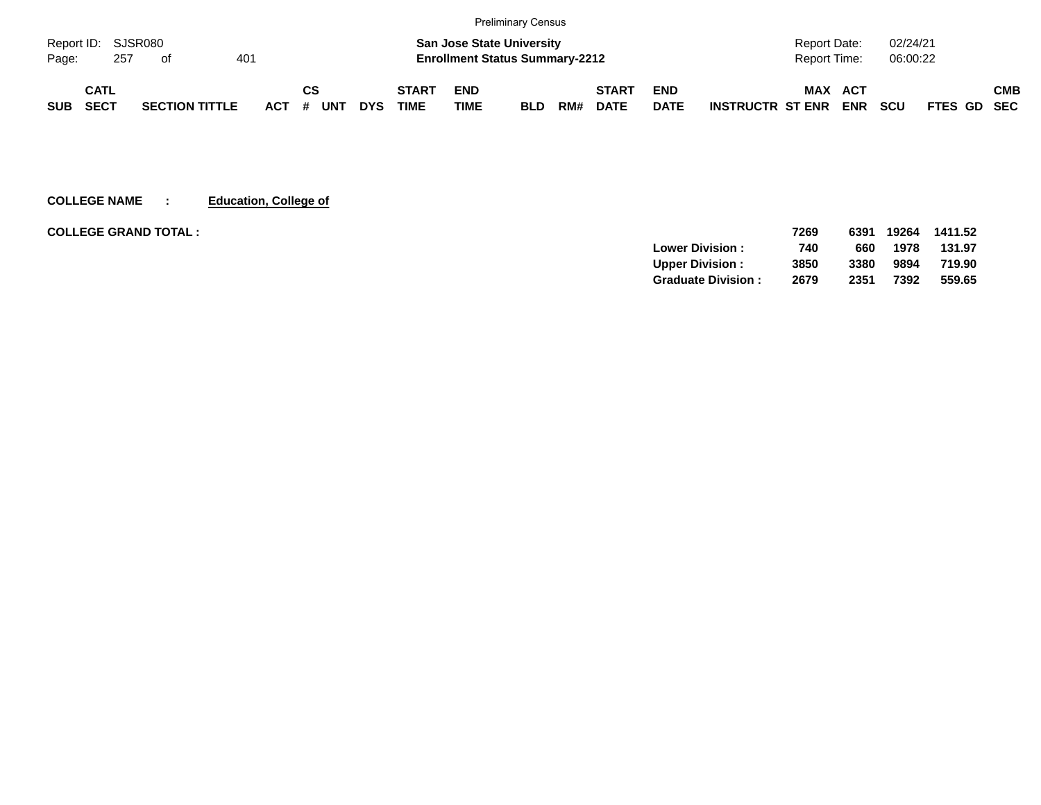**COLLEGE NAME : Education, College of**

**COLLEGE GRAND TOTAL :**

| | MAX ST ENR | ACT ENR | SCU | FTES |
|---|---|---|---|---|
| | **7269** | **6391** | **19264** | **1411.52** |
| **Lower Division :** | **740** | **660** | **1978** | **131.97** |
| **Upper Division :** | **3850** | **3380** | **9894** | **719.90** |
| **Graduate Division :** | **2679** | **2351** | **7392** | **559.65** |